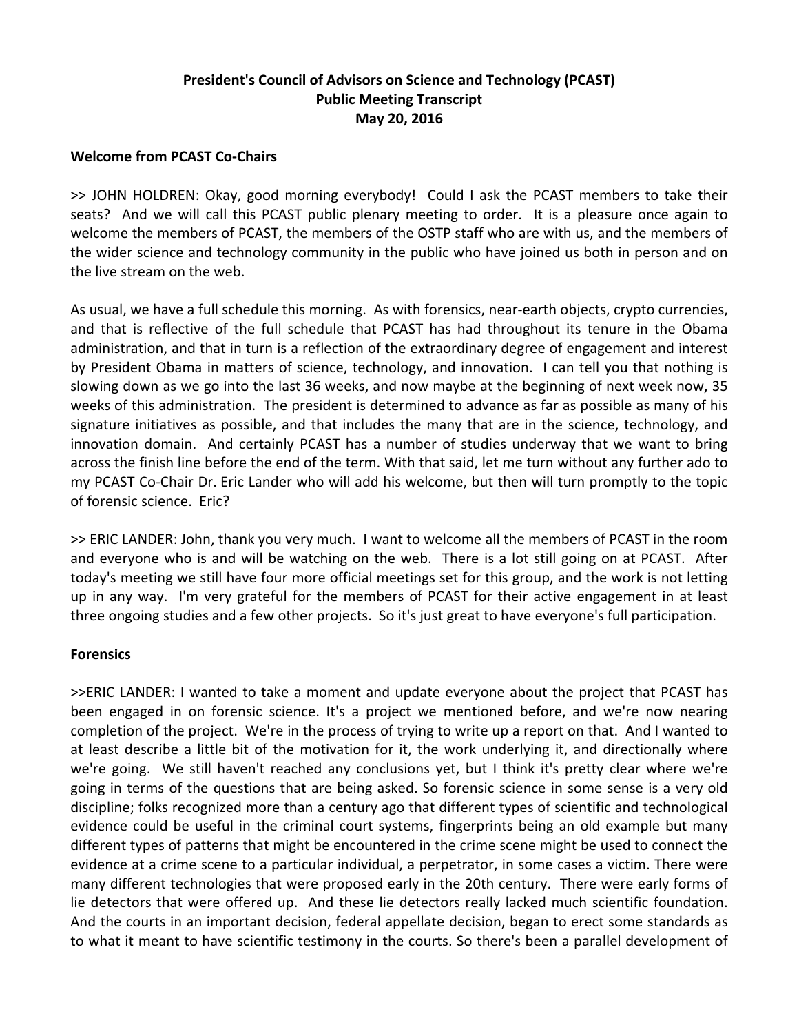**President's Council of Advisors on Science and Technology (PCAST)**
**Public Meeting Transcript**
**May 20, 2016**

**Welcome from PCAST Co-Chairs**

>> JOHN HOLDREN: Okay, good morning everybody! Could I ask the PCAST members to take their seats? And we will call this PCAST public plenary meeting to order. It is a pleasure once again to welcome the members of PCAST, the members of the OSTP staff who are with us, and the members of the wider science and technology community in the public who have joined us both in person and on the live stream on the web.

As usual, we have a full schedule this morning. As with forensics, near-earth objects, crypto currencies, and that is reflective of the full schedule that PCAST has had throughout its tenure in the Obama administration, and that in turn is a reflection of the extraordinary degree of engagement and interest by President Obama in matters of science, technology, and innovation. I can tell you that nothing is slowing down as we go into the last 36 weeks, and now maybe at the beginning of next week now, 35 weeks of this administration. The president is determined to advance as far as possible as many of his signature initiatives as possible, and that includes the many that are in the science, technology, and innovation domain. And certainly PCAST has a number of studies underway that we want to bring across the finish line before the end of the term. With that said, let me turn without any further ado to my PCAST Co-Chair Dr. Eric Lander who will add his welcome, but then will turn promptly to the topic of forensic science. Eric?

>> ERIC LANDER: John, thank you very much. I want to welcome all the members of PCAST in the room and everyone who is and will be watching on the web. There is a lot still going on at PCAST. After today's meeting we still have four more official meetings set for this group, and the work is not letting up in any way. I'm very grateful for the members of PCAST for their active engagement in at least three ongoing studies and a few other projects. So it's just great to have everyone's full participation.

**Forensics**

>>ERIC LANDER: I wanted to take a moment and update everyone about the project that PCAST has been engaged in on forensic science. It's a project we mentioned before, and we're now nearing completion of the project. We're in the process of trying to write up a report on that. And I wanted to at least describe a little bit of the motivation for it, the work underlying it, and directionally where we're going. We still haven't reached any conclusions yet, but I think it's pretty clear where we're going in terms of the questions that are being asked. So forensic science in some sense is a very old discipline; folks recognized more than a century ago that different types of scientific and technological evidence could be useful in the criminal court systems, fingerprints being an old example but many different types of patterns that might be encountered in the crime scene might be used to connect the evidence at a crime scene to a particular individual, a perpetrator, in some cases a victim. There were many different technologies that were proposed early in the 20th century. There were early forms of lie detectors that were offered up. And these lie detectors really lacked much scientific foundation. And the courts in an important decision, federal appellate decision, began to erect some standards as to what it meant to have scientific testimony in the courts. So there's been a parallel development of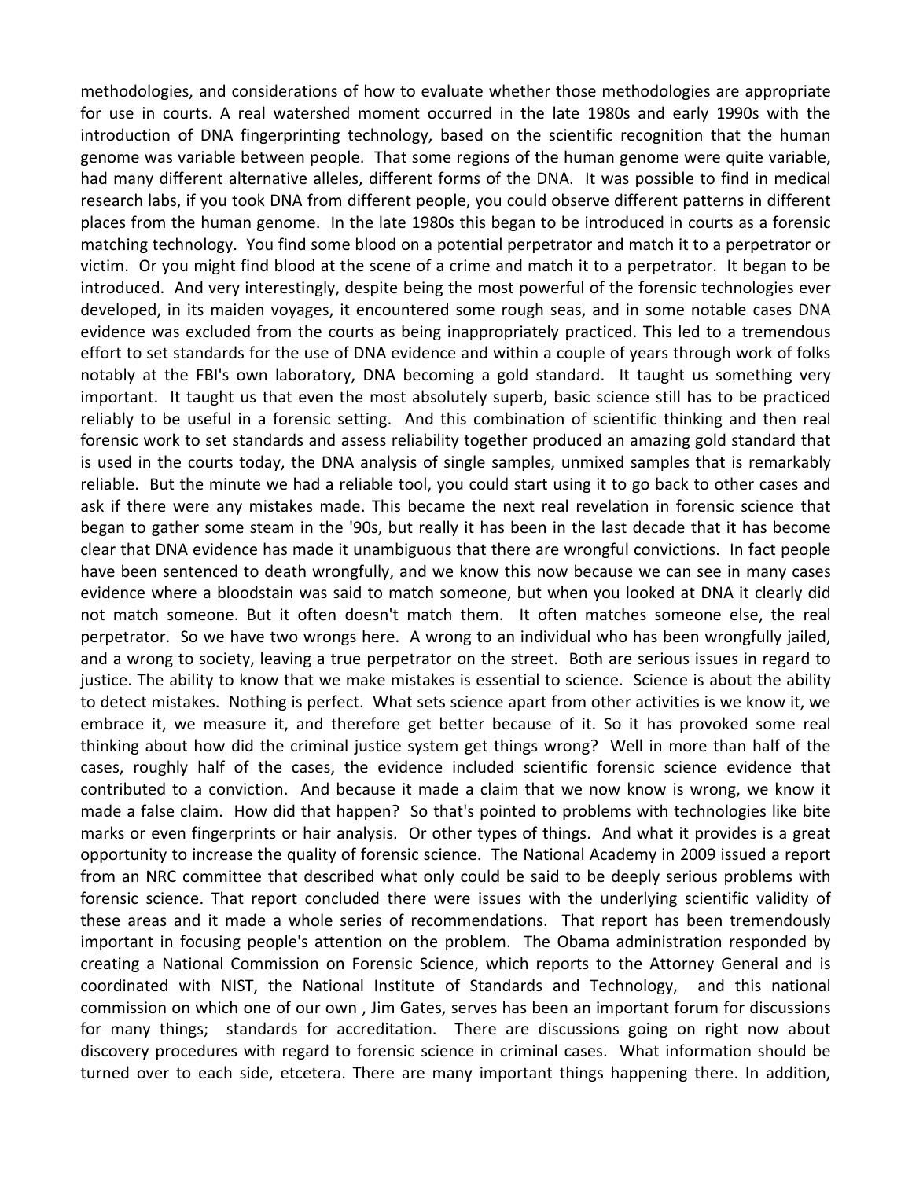methodologies, and considerations of how to evaluate whether those methodologies are appropriate for use in courts. A real watershed moment occurred in the late 1980s and early 1990s with the introduction of DNA fingerprinting technology, based on the scientific recognition that the human genome was variable between people. That some regions of the human genome were quite variable, had many different alternative alleles, different forms of the DNA. It was possible to find in medical research labs, if you took DNA from different people, you could observe different patterns in different places from the human genome. In the late 1980s this began to be introduced in courts as a forensic matching technology. You find some blood on a potential perpetrator and match it to a perpetrator or victim. Or you might find blood at the scene of a crime and match it to a perpetrator. It began to be introduced. And very interestingly, despite being the most powerful of the forensic technologies ever developed, in its maiden voyages, it encountered some rough seas, and in some notable cases DNA evidence was excluded from the courts as being inappropriately practiced. This led to a tremendous effort to set standards for the use of DNA evidence and within a couple of years through work of folks notably at the FBI's own laboratory, DNA becoming a gold standard. It taught us something very important. It taught us that even the most absolutely superb, basic science still has to be practiced reliably to be useful in a forensic setting. And this combination of scientific thinking and then real forensic work to set standards and assess reliability together produced an amazing gold standard that is used in the courts today, the DNA analysis of single samples, unmixed samples that is remarkably reliable. But the minute we had a reliable tool, you could start using it to go back to other cases and ask if there were any mistakes made. This became the next real revelation in forensic science that began to gather some steam in the '90s, but really it has been in the last decade that it has become clear that DNA evidence has made it unambiguous that there are wrongful convictions. In fact people have been sentenced to death wrongfully, and we know this now because we can see in many cases evidence where a bloodstain was said to match someone, but when you looked at DNA it clearly did not match someone. But it often doesn't match them. It often matches someone else, the real perpetrator. So we have two wrongs here. A wrong to an individual who has been wrongfully jailed, and a wrong to society, leaving a true perpetrator on the street. Both are serious issues in regard to justice. The ability to know that we make mistakes is essential to science. Science is about the ability to detect mistakes. Nothing is perfect. What sets science apart from other activities is we know it, we embrace it, we measure it, and therefore get better because of it. So it has provoked some real thinking about how did the criminal justice system get things wrong? Well in more than half of the cases, roughly half of the cases, the evidence included scientific forensic science evidence that contributed to a conviction. And because it made a claim that we now know is wrong, we know it made a false claim. How did that happen? So that's pointed to problems with technologies like bite marks or even fingerprints or hair analysis. Or other types of things. And what it provides is a great opportunity to increase the quality of forensic science. The National Academy in 2009 issued a report from an NRC committee that described what only could be said to be deeply serious problems with forensic science. That report concluded there were issues with the underlying scientific validity of these areas and it made a whole series of recommendations. That report has been tremendously important in focusing people's attention on the problem. The Obama administration responded by creating a National Commission on Forensic Science, which reports to the Attorney General and is coordinated with NIST, the National Institute of Standards and Technology, and this national commission on which one of our own , Jim Gates, serves has been an important forum for discussions for many things; standards for accreditation. There are discussions going on right now about discovery procedures with regard to forensic science in criminal cases. What information should be turned over to each side, etcetera. There are many important things happening there. In addition,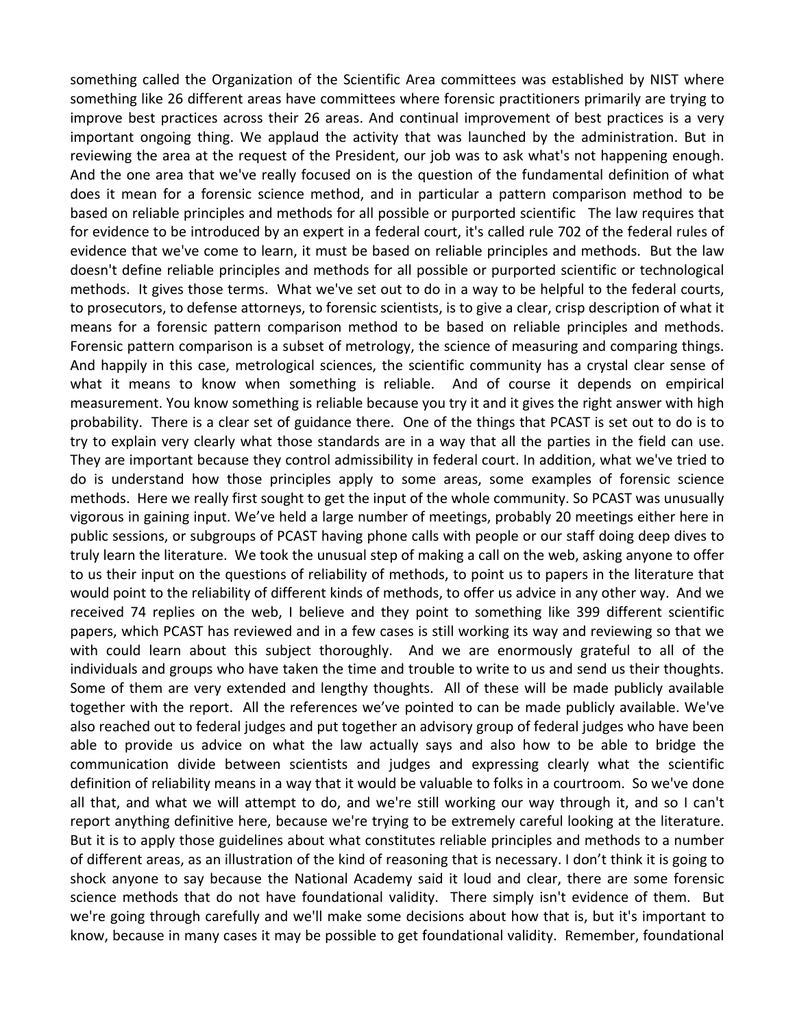something called the Organization of the Scientific Area committees was established by NIST where something like 26 different areas have committees where forensic practitioners primarily are trying to improve best practices across their 26 areas. And continual improvement of best practices is a very important ongoing thing. We applaud the activity that was launched by the administration. But in reviewing the area at the request of the President, our job was to ask what's not happening enough. And the one area that we've really focused on is the question of the fundamental definition of what does it mean for a forensic science method, and in particular a pattern comparison method to be based on reliable principles and methods for all possible or purported scientific The law requires that for evidence to be introduced by an expert in a federal court, it's called rule 702 of the federal rules of evidence that we've come to learn, it must be based on reliable principles and methods. But the law doesn't define reliable principles and methods for all possible or purported scientific or technological methods. It gives those terms. What we've set out to do in a way to be helpful to the federal courts, to prosecutors, to defense attorneys, to forensic scientists, is to give a clear, crisp description of what it means for a forensic pattern comparison method to be based on reliable principles and methods. Forensic pattern comparison is a subset of metrology, the science of measuring and comparing things. And happily in this case, metrological sciences, the scientific community has a crystal clear sense of what it means to know when something is reliable. And of course it depends on empirical measurement. You know something is reliable because you try it and it gives the right answer with high probability. There is a clear set of guidance there. One of the things that PCAST is set out to do is to try to explain very clearly what those standards are in a way that all the parties in the field can use. They are important because they control admissibility in federal court. In addition, what we've tried to do is understand how those principles apply to some areas, some examples of forensic science methods. Here we really first sought to get the input of the whole community. So PCAST was unusually vigorous in gaining input. We've held a large number of meetings, probably 20 meetings either here in public sessions, or subgroups of PCAST having phone calls with people or our staff doing deep dives to truly learn the literature. We took the unusual step of making a call on the web, asking anyone to offer to us their input on the questions of reliability of methods, to point us to papers in the literature that would point to the reliability of different kinds of methods, to offer us advice in any other way. And we received 74 replies on the web, I believe and they point to something like 399 different scientific papers, which PCAST has reviewed and in a few cases is still working its way and reviewing so that we with could learn about this subject thoroughly. And we are enormously grateful to all of the individuals and groups who have taken the time and trouble to write to us and send us their thoughts. Some of them are very extended and lengthy thoughts. All of these will be made publicly available together with the report. All the references we've pointed to can be made publicly available. We've also reached out to federal judges and put together an advisory group of federal judges who have been able to provide us advice on what the law actually says and also how to be able to bridge the communication divide between scientists and judges and expressing clearly what the scientific definition of reliability means in a way that it would be valuable to folks in a courtroom. So we've done all that, and what we will attempt to do, and we're still working our way through it, and so I can't report anything definitive here, because we're trying to be extremely careful looking at the literature. But it is to apply those guidelines about what constitutes reliable principles and methods to a number of different areas, as an illustration of the kind of reasoning that is necessary. I don't think it is going to shock anyone to say because the National Academy said it loud and clear, there are some forensic science methods that do not have foundational validity. There simply isn't evidence of them. But we're going through carefully and we'll make some decisions about how that is, but it's important to know, because in many cases it may be possible to get foundational validity. Remember, foundational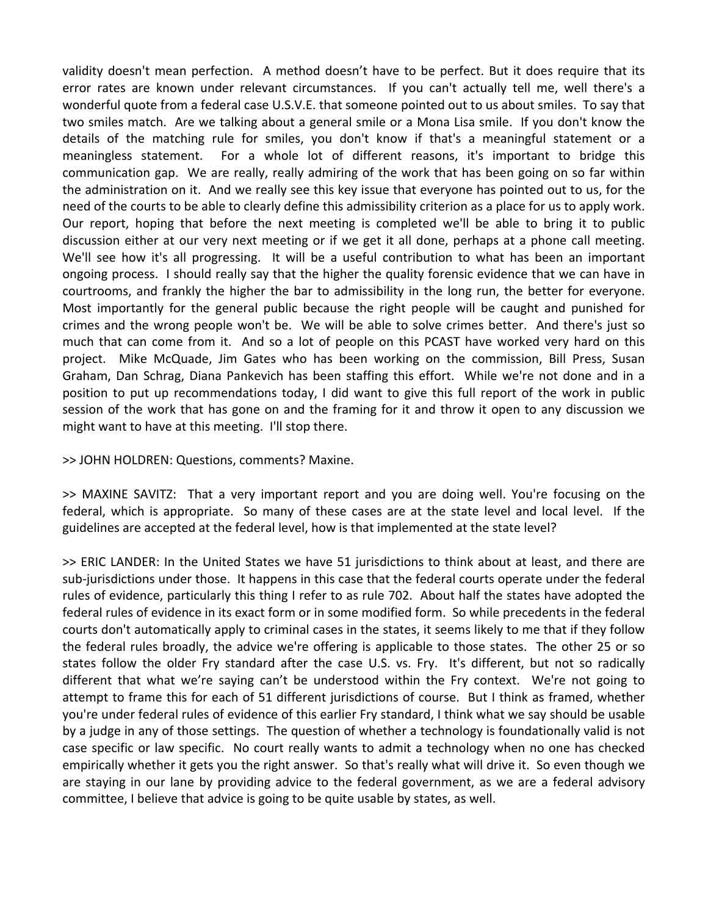validity doesn't mean perfection. A method doesn't have to be perfect. But it does require that its error rates are known under relevant circumstances. If you can't actually tell me, well there's a wonderful quote from a federal case U.S.V.E. that someone pointed out to us about smiles. To say that two smiles match. Are we talking about a general smile or a Mona Lisa smile. If you don't know the details of the matching rule for smiles, you don't know if that's a meaningful statement or a meaningless statement. For a whole lot of different reasons, it's important to bridge this communication gap. We are really, really admiring of the work that has been going on so far within the administration on it. And we really see this key issue that everyone has pointed out to us, for the need of the courts to be able to clearly define this admissibility criterion as a place for us to apply work. Our report, hoping that before the next meeting is completed we'll be able to bring it to public discussion either at our very next meeting or if we get it all done, perhaps at a phone call meeting. We'll see how it's all progressing. It will be a useful contribution to what has been an important ongoing process. I should really say that the higher the quality forensic evidence that we can have in courtrooms, and frankly the higher the bar to admissibility in the long run, the better for everyone. Most importantly for the general public because the right people will be caught and punished for crimes and the wrong people won't be. We will be able to solve crimes better. And there's just so much that can come from it. And so a lot of people on this PCAST have worked very hard on this project. Mike McQuade, Jim Gates who has been working on the commission, Bill Press, Susan Graham, Dan Schrag, Diana Pankevich has been staffing this effort. While we're not done and in a position to put up recommendations today, I did want to give this full report of the work in public session of the work that has gone on and the framing for it and throw it open to any discussion we might want to have at this meeting. I'll stop there.

>> JOHN HOLDREN: Questions, comments? Maxine.

>> MAXINE SAVITZ: That a very important report and you are doing well. You're focusing on the federal, which is appropriate. So many of these cases are at the state level and local level. If the guidelines are accepted at the federal level, how is that implemented at the state level?

>> ERIC LANDER: In the United States we have 51 jurisdictions to think about at least, and there are sub-jurisdictions under those. It happens in this case that the federal courts operate under the federal rules of evidence, particularly this thing I refer to as rule 702. About half the states have adopted the federal rules of evidence in its exact form or in some modified form. So while precedents in the federal courts don't automatically apply to criminal cases in the states, it seems likely to me that if they follow the federal rules broadly, the advice we're offering is applicable to those states. The other 25 or so states follow the older Fry standard after the case U.S. vs. Fry. It's different, but not so radically different that what we're saying can't be understood within the Fry context. We're not going to attempt to frame this for each of 51 different jurisdictions of course. But I think as framed, whether you're under federal rules of evidence of this earlier Fry standard, I think what we say should be usable by a judge in any of those settings. The question of whether a technology is foundationally valid is not case specific or law specific. No court really wants to admit a technology when no one has checked empirically whether it gets you the right answer. So that's really what will drive it. So even though we are staying in our lane by providing advice to the federal government, as we are a federal advisory committee, I believe that advice is going to be quite usable by states, as well.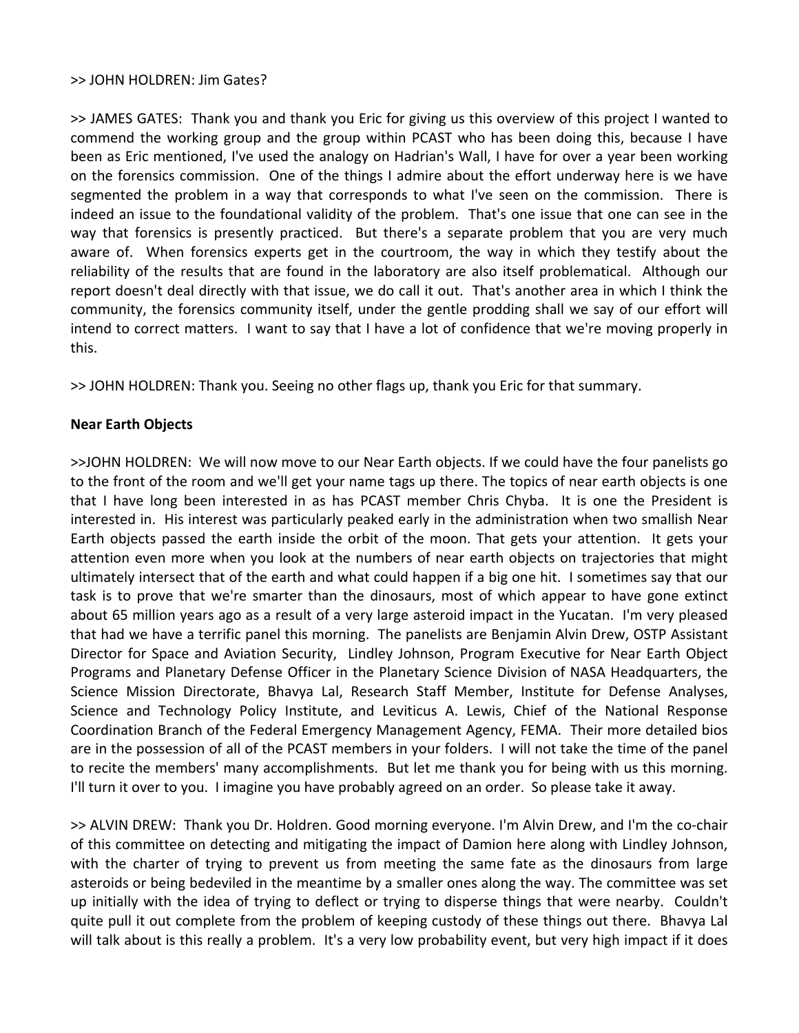>> JOHN HOLDREN: Jim Gates?

>> JAMES GATES: Thank you and thank you Eric for giving us this overview of this project I wanted to commend the working group and the group within PCAST who has been doing this, because I have been as Eric mentioned, I've used the analogy on Hadrian's Wall, I have for over a year been working on the forensics commission. One of the things I admire about the effort underway here is we have segmented the problem in a way that corresponds to what I've seen on the commission. There is indeed an issue to the foundational validity of the problem. That's one issue that one can see in the way that forensics is presently practiced. But there's a separate problem that you are very much aware of. When forensics experts get in the courtroom, the way in which they testify about the reliability of the results that are found in the laboratory are also itself problematical. Although our report doesn't deal directly with that issue, we do call it out. That's another area in which I think the community, the forensics community itself, under the gentle prodding shall we say of our effort will intend to correct matters. I want to say that I have a lot of confidence that we're moving properly in this.

>> JOHN HOLDREN: Thank you. Seeing no other flags up, thank you Eric for that summary.

**Near Earth Objects**

>>JOHN HOLDREN: We will now move to our Near Earth objects. If we could have the four panelists go to the front of the room and we'll get your name tags up there. The topics of near earth objects is one that I have long been interested in as has PCAST member Chris Chyba. It is one the President is interested in. His interest was particularly peaked early in the administration when two smallish Near Earth objects passed the earth inside the orbit of the moon. That gets your attention. It gets your attention even more when you look at the numbers of near earth objects on trajectories that might ultimately intersect that of the earth and what could happen if a big one hit. I sometimes say that our task is to prove that we're smarter than the dinosaurs, most of which appear to have gone extinct about 65 million years ago as a result of a very large asteroid impact in the Yucatan. I'm very pleased that had we have a terrific panel this morning. The panelists are Benjamin Alvin Drew, OSTP Assistant Director for Space and Aviation Security, Lindley Johnson, Program Executive for Near Earth Object Programs and Planetary Defense Officer in the Planetary Science Division of NASA Headquarters, the Science Mission Directorate, Bhavya Lal, Research Staff Member, Institute for Defense Analyses, Science and Technology Policy Institute, and Leviticus A. Lewis, Chief of the National Response Coordination Branch of the Federal Emergency Management Agency, FEMA. Their more detailed bios are in the possession of all of the PCAST members in your folders. I will not take the time of the panel to recite the members' many accomplishments. But let me thank you for being with us this morning. I'll turn it over to you. I imagine you have probably agreed on an order. So please take it away.

>> ALVIN DREW: Thank you Dr. Holdren. Good morning everyone. I'm Alvin Drew, and I'm the co-chair of this committee on detecting and mitigating the impact of Damion here along with Lindley Johnson, with the charter of trying to prevent us from meeting the same fate as the dinosaurs from large asteroids or being bedeviled in the meantime by a smaller ones along the way. The committee was set up initially with the idea of trying to deflect or trying to disperse things that were nearby. Couldn't quite pull it out complete from the problem of keeping custody of these things out there. Bhavya Lal will talk about is this really a problem. It's a very low probability event, but very high impact if it does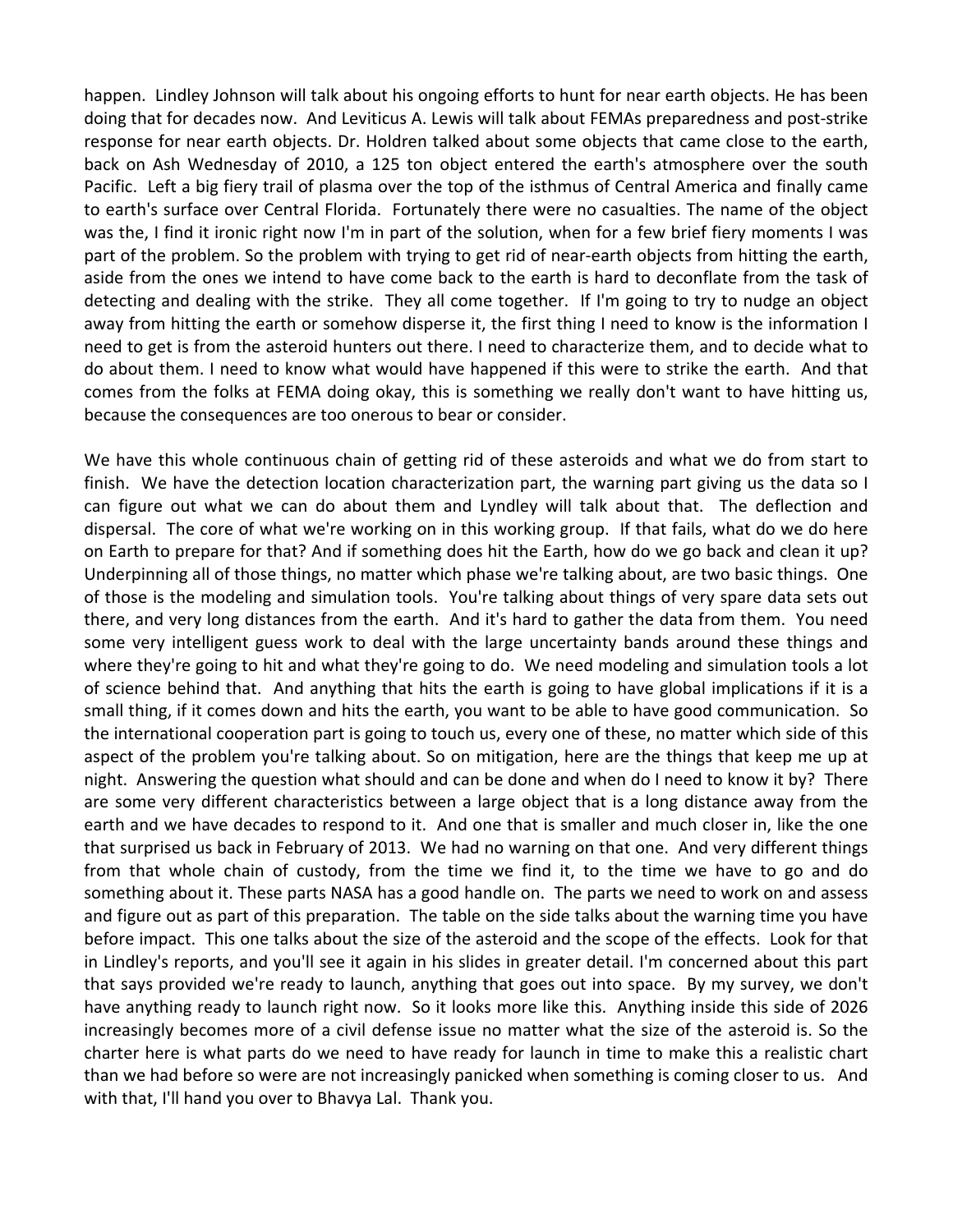happen. Lindley Johnson will talk about his ongoing efforts to hunt for near earth objects. He has been doing that for decades now. And Leviticus A. Lewis will talk about FEMAs preparedness and post-strike response for near earth objects. Dr. Holdren talked about some objects that came close to the earth, back on Ash Wednesday of 2010, a 125 ton object entered the earth's atmosphere over the south Pacific. Left a big fiery trail of plasma over the top of the isthmus of Central America and finally came to earth's surface over Central Florida. Fortunately there were no casualties. The name of the object was the, I find it ironic right now I'm in part of the solution, when for a few brief fiery moments I was part of the problem. So the problem with trying to get rid of near-earth objects from hitting the earth, aside from the ones we intend to have come back to the earth is hard to deconflate from the task of detecting and dealing with the strike. They all come together. If I'm going to try to nudge an object away from hitting the earth or somehow disperse it, the first thing I need to know is the information I need to get is from the asteroid hunters out there. I need to characterize them, and to decide what to do about them. I need to know what would have happened if this were to strike the earth. And that comes from the folks at FEMA doing okay, this is something we really don't want to have hitting us, because the consequences are too onerous to bear or consider.

We have this whole continuous chain of getting rid of these asteroids and what we do from start to finish. We have the detection location characterization part, the warning part giving us the data so I can figure out what we can do about them and Lyndley will talk about that. The deflection and dispersal. The core of what we're working on in this working group. If that fails, what do we do here on Earth to prepare for that? And if something does hit the Earth, how do we go back and clean it up? Underpinning all of those things, no matter which phase we're talking about, are two basic things. One of those is the modeling and simulation tools. You're talking about things of very spare data sets out there, and very long distances from the earth. And it's hard to gather the data from them. You need some very intelligent guess work to deal with the large uncertainty bands around these things and where they're going to hit and what they're going to do. We need modeling and simulation tools a lot of science behind that. And anything that hits the earth is going to have global implications if it is a small thing, if it comes down and hits the earth, you want to be able to have good communication. So the international cooperation part is going to touch us, every one of these, no matter which side of this aspect of the problem you're talking about. So on mitigation, here are the things that keep me up at night. Answering the question what should and can be done and when do I need to know it by? There are some very different characteristics between a large object that is a long distance away from the earth and we have decades to respond to it. And one that is smaller and much closer in, like the one that surprised us back in February of 2013. We had no warning on that one. And very different things from that whole chain of custody, from the time we find it, to the time we have to go and do something about it. These parts NASA has a good handle on. The parts we need to work on and assess and figure out as part of this preparation. The table on the side talks about the warning time you have before impact. This one talks about the size of the asteroid and the scope of the effects. Look for that in Lindley's reports, and you'll see it again in his slides in greater detail. I'm concerned about this part that says provided we're ready to launch, anything that goes out into space. By my survey, we don't have anything ready to launch right now. So it looks more like this. Anything inside this side of 2026 increasingly becomes more of a civil defense issue no matter what the size of the asteroid is. So the charter here is what parts do we need to have ready for launch in time to make this a realistic chart than we had before so were are not increasingly panicked when something is coming closer to us. And with that, I'll hand you over to Bhavya Lal. Thank you.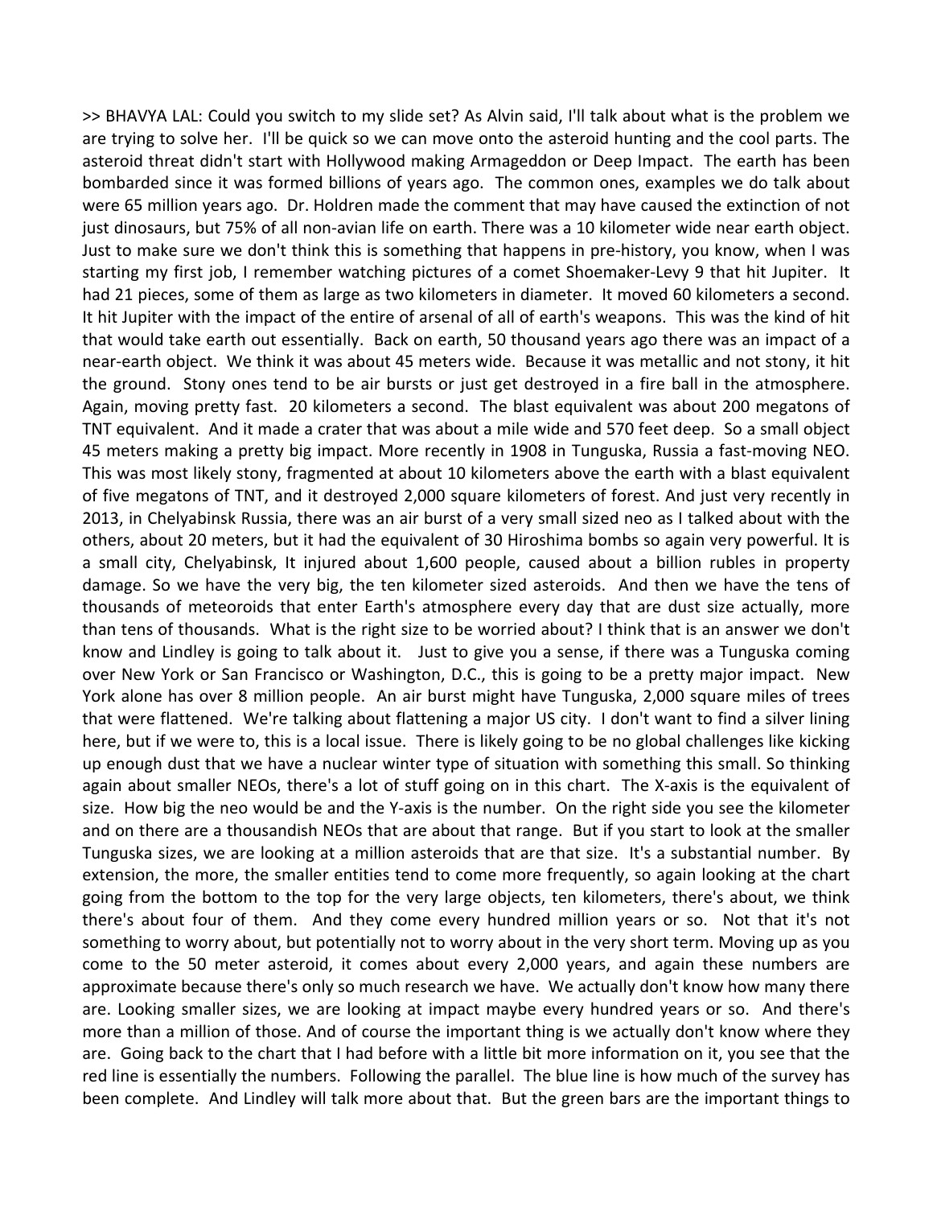>> BHAVYA LAL: Could you switch to my slide set? As Alvin said, I'll talk about what is the problem we are trying to solve her. I'll be quick so we can move onto the asteroid hunting and the cool parts. The asteroid threat didn't start with Hollywood making Armageddon or Deep Impact. The earth has been bombarded since it was formed billions of years ago. The common ones, examples we do talk about were 65 million years ago. Dr. Holdren made the comment that may have caused the extinction of not just dinosaurs, but 75% of all non-avian life on earth. There was a 10 kilometer wide near earth object. Just to make sure we don't think this is something that happens in pre-history, you know, when I was starting my first job, I remember watching pictures of a comet Shoemaker-Levy 9 that hit Jupiter. It had 21 pieces, some of them as large as two kilometers in diameter. It moved 60 kilometers a second. It hit Jupiter with the impact of the entire of arsenal of all of earth's weapons. This was the kind of hit that would take earth out essentially. Back on earth, 50 thousand years ago there was an impact of a near-earth object. We think it was about 45 meters wide. Because it was metallic and not stony, it hit the ground. Stony ones tend to be air bursts or just get destroyed in a fire ball in the atmosphere. Again, moving pretty fast. 20 kilometers a second. The blast equivalent was about 200 megatons of TNT equivalent. And it made a crater that was about a mile wide and 570 feet deep. So a small object 45 meters making a pretty big impact. More recently in 1908 in Tunguska, Russia a fast-moving NEO. This was most likely stony, fragmented at about 10 kilometers above the earth with a blast equivalent of five megatons of TNT, and it destroyed 2,000 square kilometers of forest. And just very recently in 2013, in Chelyabinsk Russia, there was an air burst of a very small sized neo as I talked about with the others, about 20 meters, but it had the equivalent of 30 Hiroshima bombs so again very powerful. It is a small city, Chelyabinsk, It injured about 1,600 people, caused about a billion rubles in property damage. So we have the very big, the ten kilometer sized asteroids. And then we have the tens of thousands of meteoroids that enter Earth's atmosphere every day that are dust size actually, more than tens of thousands. What is the right size to be worried about? I think that is an answer we don't know and Lindley is going to talk about it. Just to give you a sense, if there was a Tunguska coming over New York or San Francisco or Washington, D.C., this is going to be a pretty major impact. New York alone has over 8 million people. An air burst might have Tunguska, 2,000 square miles of trees that were flattened. We're talking about flattening a major US city. I don't want to find a silver lining here, but if we were to, this is a local issue. There is likely going to be no global challenges like kicking up enough dust that we have a nuclear winter type of situation with something this small. So thinking again about smaller NEOs, there's a lot of stuff going on in this chart. The X-axis is the equivalent of size. How big the neo would be and the Y-axis is the number. On the right side you see the kilometer and on there are a thousandish NEOs that are about that range. But if you start to look at the smaller Tunguska sizes, we are looking at a million asteroids that are that size. It's a substantial number. By extension, the more, the smaller entities tend to come more frequently, so again looking at the chart going from the bottom to the top for the very large objects, ten kilometers, there's about, we think there's about four of them. And they come every hundred million years or so. Not that it's not something to worry about, but potentially not to worry about in the very short term. Moving up as you come to the 50 meter asteroid, it comes about every 2,000 years, and again these numbers are approximate because there's only so much research we have. We actually don't know how many there are. Looking smaller sizes, we are looking at impact maybe every hundred years or so. And there's more than a million of those. And of course the important thing is we actually don't know where they are. Going back to the chart that I had before with a little bit more information on it, you see that the red line is essentially the numbers. Following the parallel. The blue line is how much of the survey has been complete. And Lindley will talk more about that. But the green bars are the important things to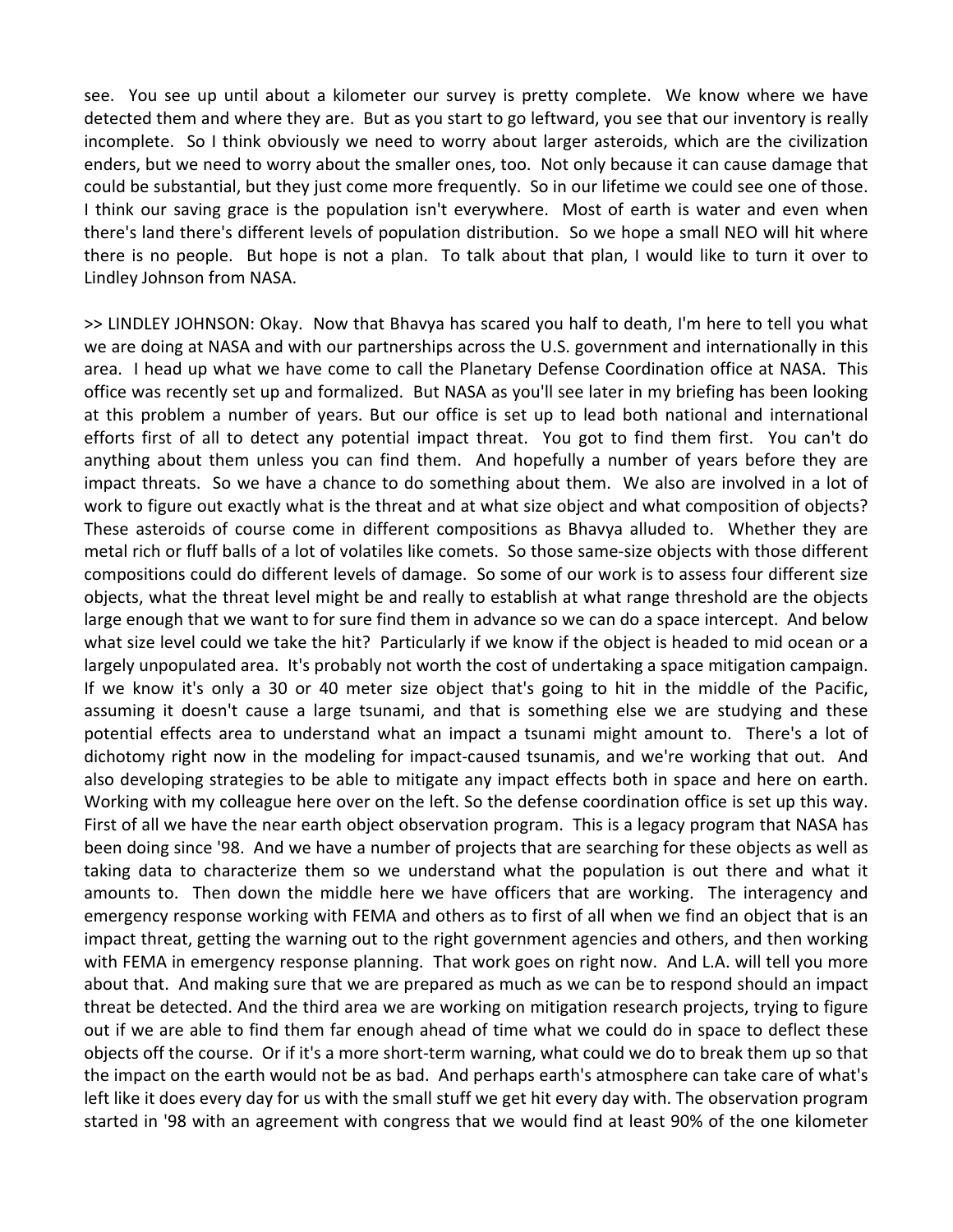see. You see up until about a kilometer our survey is pretty complete. We know where we have detected them and where they are. But as you start to go leftward, you see that our inventory is really incomplete. So I think obviously we need to worry about larger asteroids, which are the civilization enders, but we need to worry about the smaller ones, too. Not only because it can cause damage that could be substantial, but they just come more frequently. So in our lifetime we could see one of those. I think our saving grace is the population isn't everywhere. Most of earth is water and even when there's land there's different levels of population distribution. So we hope a small NEO will hit where there is no people. But hope is not a plan. To talk about that plan, I would like to turn it over to Lindley Johnson from NASA.

>> LINDLEY JOHNSON: Okay. Now that Bhavya has scared you half to death, I'm here to tell you what we are doing at NASA and with our partnerships across the U.S. government and internationally in this area. I head up what we have come to call the Planetary Defense Coordination office at NASA. This office was recently set up and formalized. But NASA as you'll see later in my briefing has been looking at this problem a number of years. But our office is set up to lead both national and international efforts first of all to detect any potential impact threat. You got to find them first. You can't do anything about them unless you can find them. And hopefully a number of years before they are impact threats. So we have a chance to do something about them. We also are involved in a lot of work to figure out exactly what is the threat and at what size object and what composition of objects? These asteroids of course come in different compositions as Bhavya alluded to. Whether they are metal rich or fluff balls of a lot of volatiles like comets. So those same-size objects with those different compositions could do different levels of damage. So some of our work is to assess four different size objects, what the threat level might be and really to establish at what range threshold are the objects large enough that we want to for sure find them in advance so we can do a space intercept. And below what size level could we take the hit? Particularly if we know if the object is headed to mid ocean or a largely unpopulated area. It's probably not worth the cost of undertaking a space mitigation campaign. If we know it's only a 30 or 40 meter size object that's going to hit in the middle of the Pacific, assuming it doesn't cause a large tsunami, and that is something else we are studying and these potential effects area to understand what an impact a tsunami might amount to. There's a lot of dichotomy right now in the modeling for impact-caused tsunamis, and we're working that out. And also developing strategies to be able to mitigate any impact effects both in space and here on earth. Working with my colleague here over on the left. So the defense coordination office is set up this way. First of all we have the near earth object observation program. This is a legacy program that NASA has been doing since '98. And we have a number of projects that are searching for these objects as well as taking data to characterize them so we understand what the population is out there and what it amounts to. Then down the middle here we have officers that are working. The interagency and emergency response working with FEMA and others as to first of all when we find an object that is an impact threat, getting the warning out to the right government agencies and others, and then working with FEMA in emergency response planning. That work goes on right now. And L.A. will tell you more about that. And making sure that we are prepared as much as we can be to respond should an impact threat be detected. And the third area we are working on mitigation research projects, trying to figure out if we are able to find them far enough ahead of time what we could do in space to deflect these objects off the course. Or if it's a more short-term warning, what could we do to break them up so that the impact on the earth would not be as bad. And perhaps earth's atmosphere can take care of what's left like it does every day for us with the small stuff we get hit every day with. The observation program started in '98 with an agreement with congress that we would find at least 90% of the one kilometer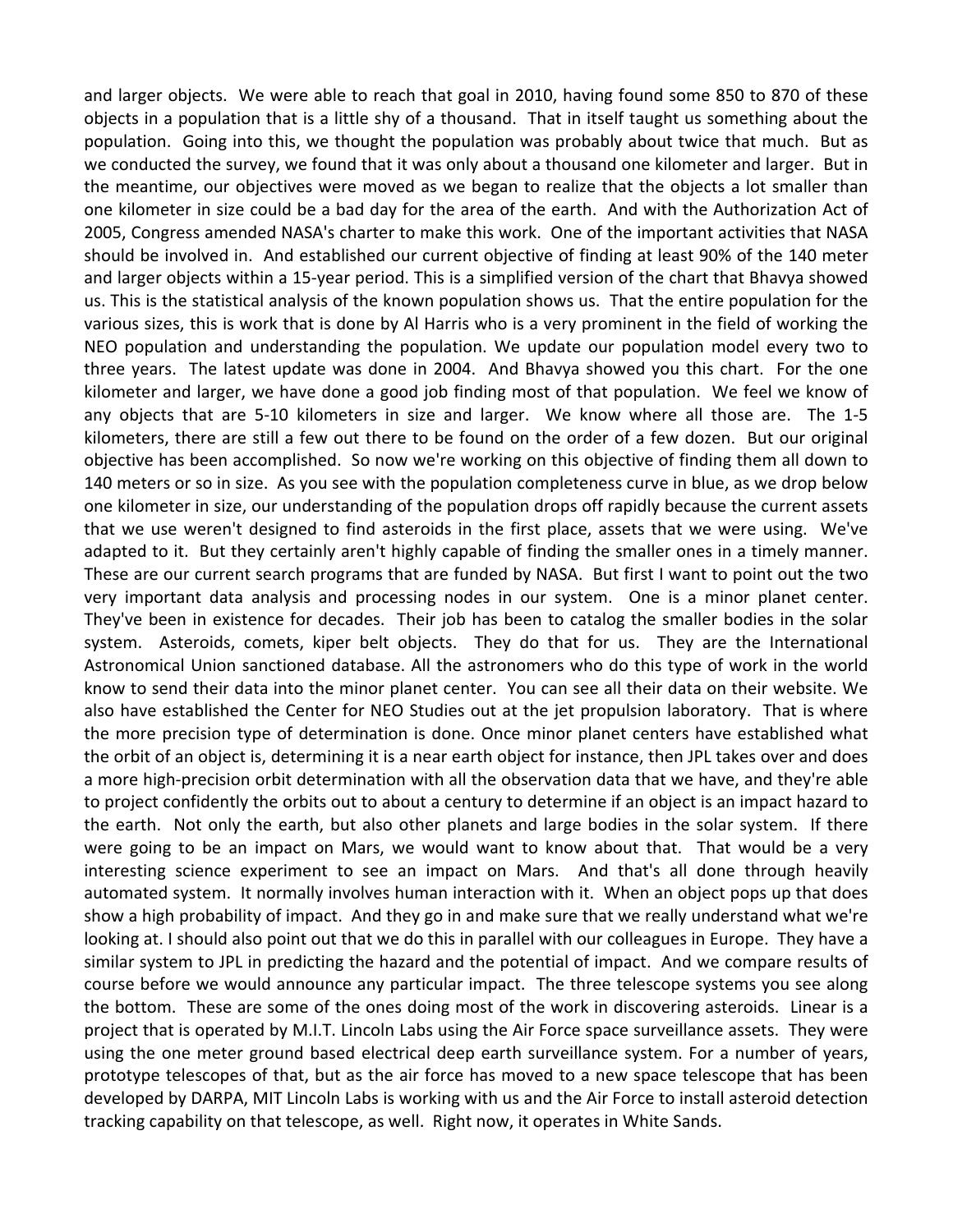and larger objects. We were able to reach that goal in 2010, having found some 850 to 870 of these objects in a population that is a little shy of a thousand. That in itself taught us something about the population. Going into this, we thought the population was probably about twice that much. But as we conducted the survey, we found that it was only about a thousand one kilometer and larger. But in the meantime, our objectives were moved as we began to realize that the objects a lot smaller than one kilometer in size could be a bad day for the area of the earth. And with the Authorization Act of 2005, Congress amended NASA's charter to make this work. One of the important activities that NASA should be involved in. And established our current objective of finding at least 90% of the 140 meter and larger objects within a 15-year period. This is a simplified version of the chart that Bhavya showed us. This is the statistical analysis of the known population shows us. That the entire population for the various sizes, this is work that is done by Al Harris who is a very prominent in the field of working the NEO population and understanding the population. We update our population model every two to three years. The latest update was done in 2004. And Bhavya showed you this chart. For the one kilometer and larger, we have done a good job finding most of that population. We feel we know of any objects that are 5-10 kilometers in size and larger. We know where all those are. The 1-5 kilometers, there are still a few out there to be found on the order of a few dozen. But our original objective has been accomplished. So now we're working on this objective of finding them all down to 140 meters or so in size. As you see with the population completeness curve in blue, as we drop below one kilometer in size, our understanding of the population drops off rapidly because the current assets that we use weren't designed to find asteroids in the first place, assets that we were using. We've adapted to it. But they certainly aren't highly capable of finding the smaller ones in a timely manner. These are our current search programs that are funded by NASA. But first I want to point out the two very important data analysis and processing nodes in our system. One is a minor planet center. They've been in existence for decades. Their job has been to catalog the smaller bodies in the solar system. Asteroids, comets, kiper belt objects. They do that for us. They are the International Astronomical Union sanctioned database. All the astronomers who do this type of work in the world know to send their data into the minor planet center. You can see all their data on their website. We also have established the Center for NEO Studies out at the jet propulsion laboratory. That is where the more precision type of determination is done. Once minor planet centers have established what the orbit of an object is, determining it is a near earth object for instance, then JPL takes over and does a more high-precision orbit determination with all the observation data that we have, and they're able to project confidently the orbits out to about a century to determine if an object is an impact hazard to the earth. Not only the earth, but also other planets and large bodies in the solar system. If there were going to be an impact on Mars, we would want to know about that. That would be a very interesting science experiment to see an impact on Mars. And that's all done through heavily automated system. It normally involves human interaction with it. When an object pops up that does show a high probability of impact. And they go in and make sure that we really understand what we're looking at. I should also point out that we do this in parallel with our colleagues in Europe. They have a similar system to JPL in predicting the hazard and the potential of impact. And we compare results of course before we would announce any particular impact. The three telescope systems you see along the bottom. These are some of the ones doing most of the work in discovering asteroids. Linear is a project that is operated by M.I.T. Lincoln Labs using the Air Force space surveillance assets. They were using the one meter ground based electrical deep earth surveillance system. For a number of years, prototype telescopes of that, but as the air force has moved to a new space telescope that has been developed by DARPA, MIT Lincoln Labs is working with us and the Air Force to install asteroid detection tracking capability on that telescope, as well. Right now, it operates in White Sands.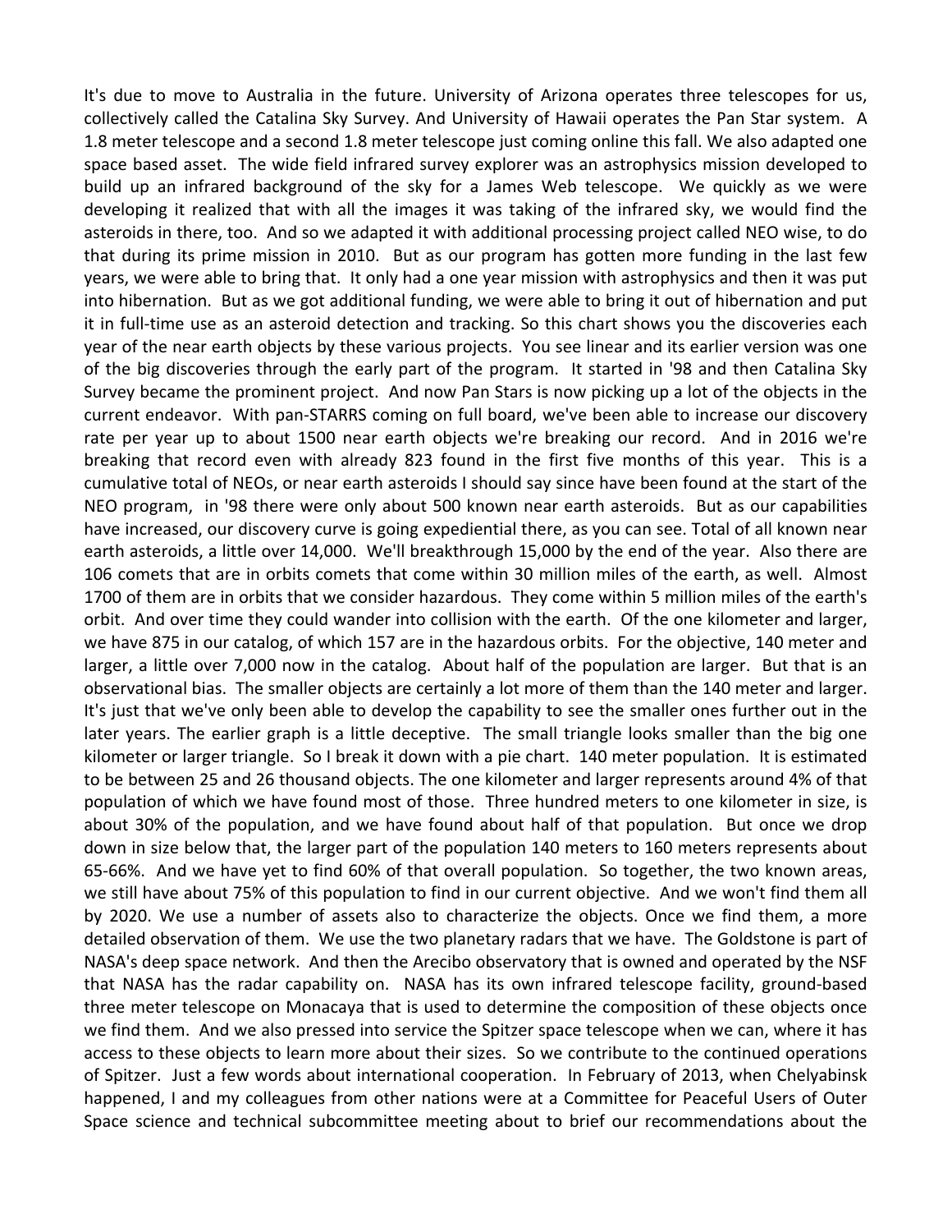It's due to move to Australia in the future. University of Arizona operates three telescopes for us, collectively called the Catalina Sky Survey. And University of Hawaii operates the Pan Star system. A 1.8 meter telescope and a second 1.8 meter telescope just coming online this fall. We also adapted one space based asset. The wide field infrared survey explorer was an astrophysics mission developed to build up an infrared background of the sky for a James Web telescope. We quickly as we were developing it realized that with all the images it was taking of the infrared sky, we would find the asteroids in there, too. And so we adapted it with additional processing project called NEO wise, to do that during its prime mission in 2010. But as our program has gotten more funding in the last few years, we were able to bring that. It only had a one year mission with astrophysics and then it was put into hibernation. But as we got additional funding, we were able to bring it out of hibernation and put it in full-time use as an asteroid detection and tracking. So this chart shows you the discoveries each year of the near earth objects by these various projects. You see linear and its earlier version was one of the big discoveries through the early part of the program. It started in '98 and then Catalina Sky Survey became the prominent project. And now Pan Stars is now picking up a lot of the objects in the current endeavor. With pan-STARRS coming on full board, we've been able to increase our discovery rate per year up to about 1500 near earth objects we're breaking our record. And in 2016 we're breaking that record even with already 823 found in the first five months of this year. This is a cumulative total of NEOs, or near earth asteroids I should say since have been found at the start of the NEO program, in '98 there were only about 500 known near earth asteroids. But as our capabilities have increased, our discovery curve is going expediential there, as you can see. Total of all known near earth asteroids, a little over 14,000. We'll breakthrough 15,000 by the end of the year. Also there are 106 comets that are in orbits comets that come within 30 million miles of the earth, as well. Almost 1700 of them are in orbits that we consider hazardous. They come within 5 million miles of the earth's orbit. And over time they could wander into collision with the earth. Of the one kilometer and larger, we have 875 in our catalog, of which 157 are in the hazardous orbits. For the objective, 140 meter and larger, a little over 7,000 now in the catalog. About half of the population are larger. But that is an observational bias. The smaller objects are certainly a lot more of them than the 140 meter and larger. It's just that we've only been able to develop the capability to see the smaller ones further out in the later years. The earlier graph is a little deceptive. The small triangle looks smaller than the big one kilometer or larger triangle. So I break it down with a pie chart. 140 meter population. It is estimated to be between 25 and 26 thousand objects. The one kilometer and larger represents around 4% of that population of which we have found most of those. Three hundred meters to one kilometer in size, is about 30% of the population, and we have found about half of that population. But once we drop down in size below that, the larger part of the population 140 meters to 160 meters represents about 65-66%. And we have yet to find 60% of that overall population. So together, the two known areas, we still have about 75% of this population to find in our current objective. And we won't find them all by 2020. We use a number of assets also to characterize the objects. Once we find them, a more detailed observation of them. We use the two planetary radars that we have. The Goldstone is part of NASA's deep space network. And then the Arecibo observatory that is owned and operated by the NSF that NASA has the radar capability on. NASA has its own infrared telescope facility, ground-based three meter telescope on Monacaya that is used to determine the composition of these objects once we find them. And we also pressed into service the Spitzer space telescope when we can, where it has access to these objects to learn more about their sizes. So we contribute to the continued operations of Spitzer. Just a few words about international cooperation. In February of 2013, when Chelyabinsk happened, I and my colleagues from other nations were at a Committee for Peaceful Users of Outer Space science and technical subcommittee meeting about to brief our recommendations about the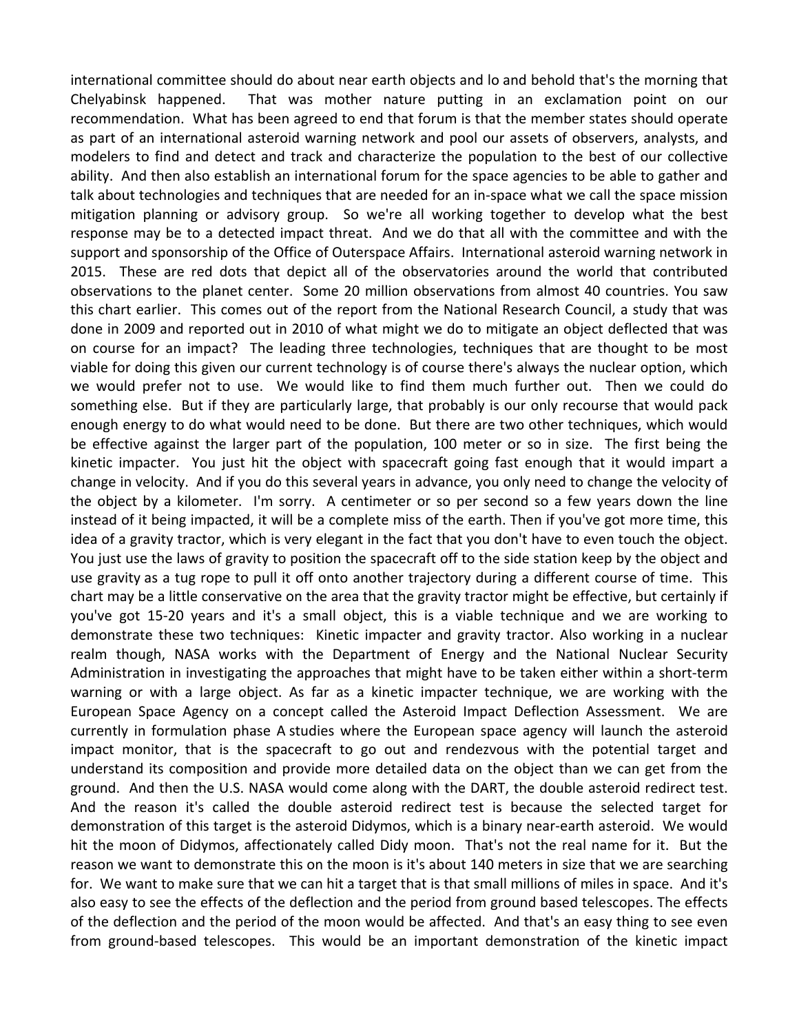international committee should do about near earth objects and lo and behold that's the morning that Chelyabinsk happened. That was mother nature putting in an exclamation point on our recommendation. What has been agreed to end that forum is that the member states should operate as part of an international asteroid warning network and pool our assets of observers, analysts, and modelers to find and detect and track and characterize the population to the best of our collective ability. And then also establish an international forum for the space agencies to be able to gather and talk about technologies and techniques that are needed for an in-space what we call the space mission mitigation planning or advisory group. So we're all working together to develop what the best response may be to a detected impact threat. And we do that all with the committee and with the support and sponsorship of the Office of Outerspace Affairs. International asteroid warning network in 2015. These are red dots that depict all of the observatories around the world that contributed observations to the planet center. Some 20 million observations from almost 40 countries. You saw this chart earlier. This comes out of the report from the National Research Council, a study that was done in 2009 and reported out in 2010 of what might we do to mitigate an object deflected that was on course for an impact? The leading three technologies, techniques that are thought to be most viable for doing this given our current technology is of course there's always the nuclear option, which we would prefer not to use. We would like to find them much further out. Then we could do something else. But if they are particularly large, that probably is our only recourse that would pack enough energy to do what would need to be done. But there are two other techniques, which would be effective against the larger part of the population, 100 meter or so in size. The first being the kinetic impacter. You just hit the object with spacecraft going fast enough that it would impart a change in velocity. And if you do this several years in advance, you only need to change the velocity of the object by a kilometer. I'm sorry. A centimeter or so per second so a few years down the line instead of it being impacted, it will be a complete miss of the earth. Then if you've got more time, this idea of a gravity tractor, which is very elegant in the fact that you don't have to even touch the object. You just use the laws of gravity to position the spacecraft off to the side station keep by the object and use gravity as a tug rope to pull it off onto another trajectory during a different course of time. This chart may be a little conservative on the area that the gravity tractor might be effective, but certainly if you've got 15-20 years and it's a small object, this is a viable technique and we are working to demonstrate these two techniques: Kinetic impacter and gravity tractor. Also working in a nuclear realm though, NASA works with the Department of Energy and the National Nuclear Security Administration in investigating the approaches that might have to be taken either within a short-term warning or with a large object. As far as a kinetic impacter technique, we are working with the European Space Agency on a concept called the Asteroid Impact Deflection Assessment. We are currently in formulation phase A studies where the European space agency will launch the asteroid impact monitor, that is the spacecraft to go out and rendezvous with the potential target and understand its composition and provide more detailed data on the object than we can get from the ground. And then the U.S. NASA would come along with the DART, the double asteroid redirect test. And the reason it's called the double asteroid redirect test is because the selected target for demonstration of this target is the asteroid Didymos, which is a binary near-earth asteroid. We would hit the moon of Didymos, affectionately called Didy moon. That's not the real name for it. But the reason we want to demonstrate this on the moon is it's about 140 meters in size that we are searching for. We want to make sure that we can hit a target that is that small millions of miles in space. And it's also easy to see the effects of the deflection and the period from ground based telescopes. The effects of the deflection and the period of the moon would be affected. And that's an easy thing to see even from ground-based telescopes. This would be an important demonstration of the kinetic impact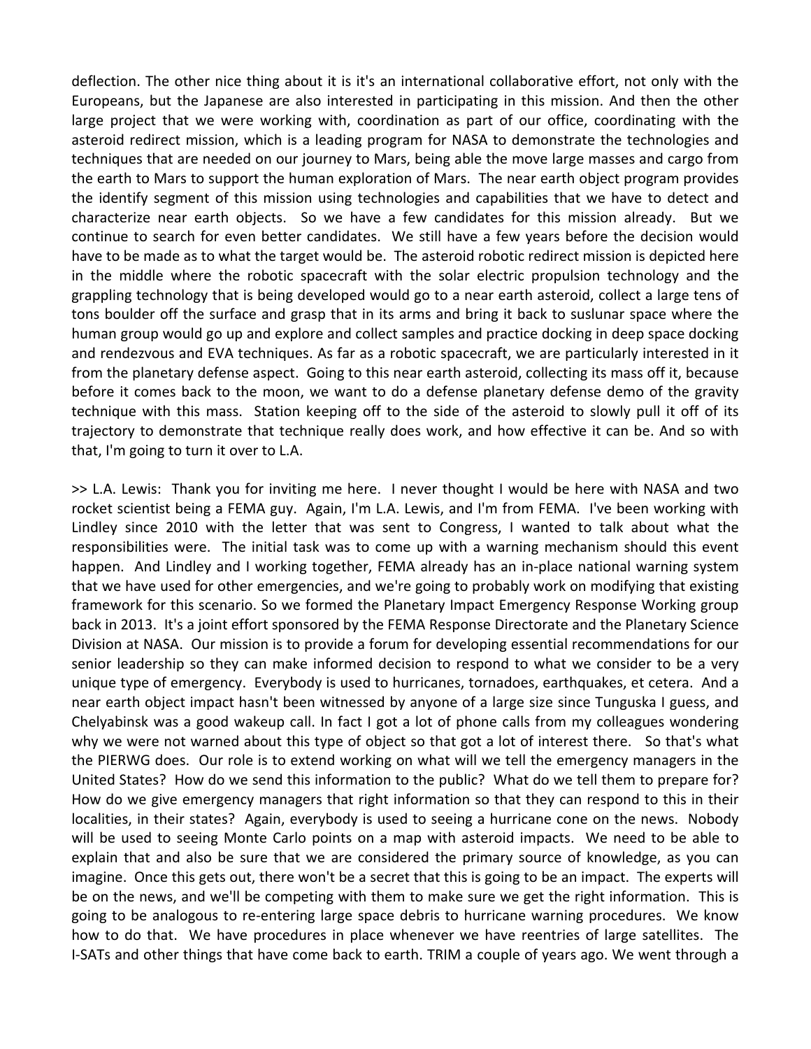deflection. The other nice thing about it is it's an international collaborative effort, not only with the Europeans, but the Japanese are also interested in participating in this mission. And then the other large project that we were working with, coordination as part of our office, coordinating with the asteroid redirect mission, which is a leading program for NASA to demonstrate the technologies and techniques that are needed on our journey to Mars, being able the move large masses and cargo from the earth to Mars to support the human exploration of Mars. The near earth object program provides the identify segment of this mission using technologies and capabilities that we have to detect and characterize near earth objects. So we have a few candidates for this mission already. But we continue to search for even better candidates. We still have a few years before the decision would have to be made as to what the target would be. The asteroid robotic redirect mission is depicted here in the middle where the robotic spacecraft with the solar electric propulsion technology and the grappling technology that is being developed would go to a near earth asteroid, collect a large tens of tons boulder off the surface and grasp that in its arms and bring it back to suslunar space where the human group would go up and explore and collect samples and practice docking in deep space docking and rendezvous and EVA techniques. As far as a robotic spacecraft, we are particularly interested in it from the planetary defense aspect. Going to this near earth asteroid, collecting its mass off it, because before it comes back to the moon, we want to do a defense planetary defense demo of the gravity technique with this mass. Station keeping off to the side of the asteroid to slowly pull it off of its trajectory to demonstrate that technique really does work, and how effective it can be. And so with that, I'm going to turn it over to L.A.

>> L.A. Lewis: Thank you for inviting me here. I never thought I would be here with NASA and two rocket scientist being a FEMA guy. Again, I'm L.A. Lewis, and I'm from FEMA. I've been working with Lindley since 2010 with the letter that was sent to Congress, I wanted to talk about what the responsibilities were. The initial task was to come up with a warning mechanism should this event happen. And Lindley and I working together, FEMA already has an in-place national warning system that we have used for other emergencies, and we're going to probably work on modifying that existing framework for this scenario. So we formed the Planetary Impact Emergency Response Working group back in 2013. It's a joint effort sponsored by the FEMA Response Directorate and the Planetary Science Division at NASA. Our mission is to provide a forum for developing essential recommendations for our senior leadership so they can make informed decision to respond to what we consider to be a very unique type of emergency. Everybody is used to hurricanes, tornadoes, earthquakes, et cetera. And a near earth object impact hasn't been witnessed by anyone of a large size since Tunguska I guess, and Chelyabinsk was a good wakeup call. In fact I got a lot of phone calls from my colleagues wondering why we were not warned about this type of object so that got a lot of interest there. So that's what the PIERWG does. Our role is to extend working on what will we tell the emergency managers in the United States? How do we send this information to the public? What do we tell them to prepare for? How do we give emergency managers that right information so that they can respond to this in their localities, in their states? Again, everybody is used to seeing a hurricane cone on the news. Nobody will be used to seeing Monte Carlo points on a map with asteroid impacts. We need to be able to explain that and also be sure that we are considered the primary source of knowledge, as you can imagine. Once this gets out, there won't be a secret that this is going to be an impact. The experts will be on the news, and we'll be competing with them to make sure we get the right information. This is going to be analogous to re-entering large space debris to hurricane warning procedures. We know how to do that. We have procedures in place whenever we have reentries of large satellites. The I-SATs and other things that have come back to earth. TRIM a couple of years ago. We went through a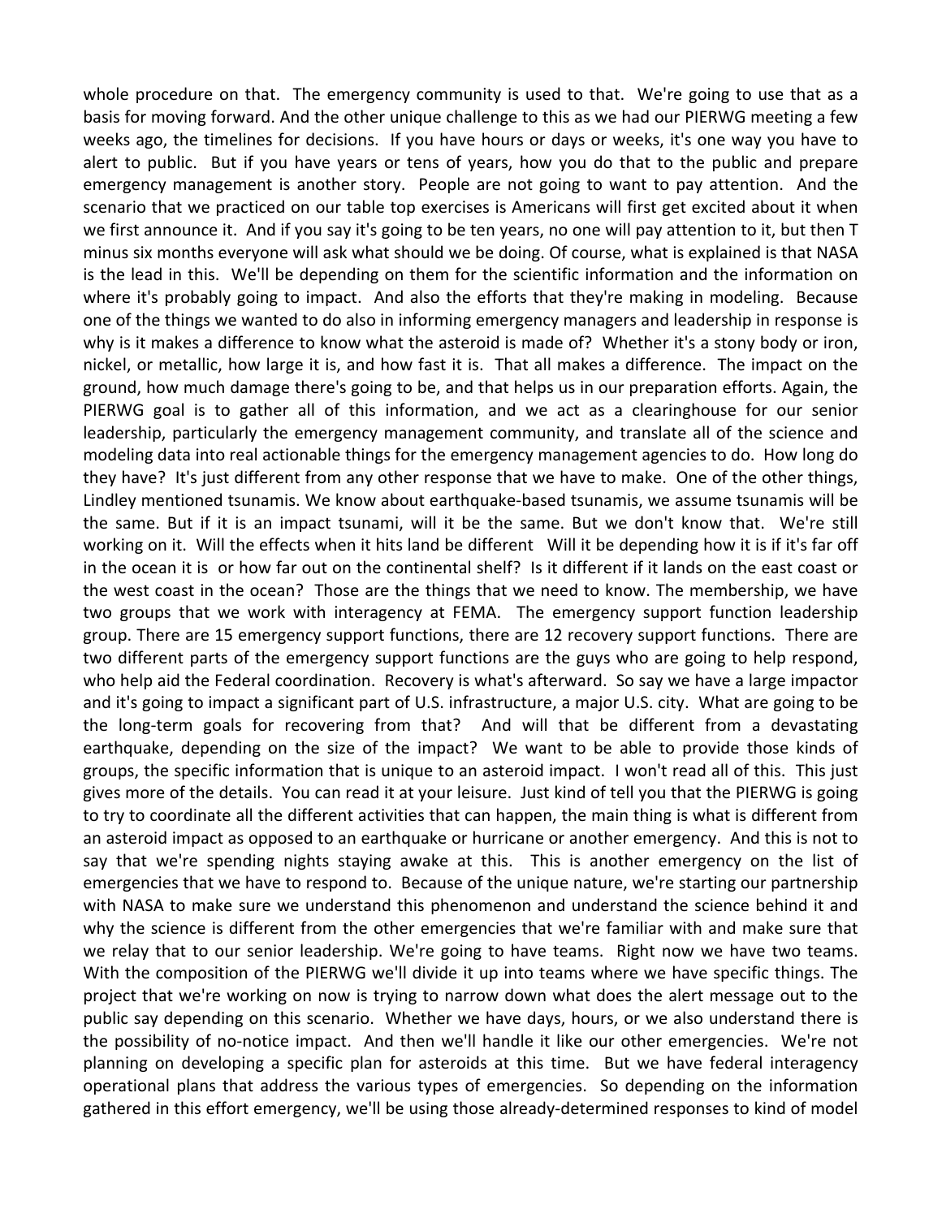whole procedure on that. The emergency community is used to that. We're going to use that as a basis for moving forward. And the other unique challenge to this as we had our PIERWG meeting a few weeks ago, the timelines for decisions. If you have hours or days or weeks, it's one way you have to alert to public. But if you have years or tens of years, how you do that to the public and prepare emergency management is another story. People are not going to want to pay attention. And the scenario that we practiced on our table top exercises is Americans will first get excited about it when we first announce it. And if you say it's going to be ten years, no one will pay attention to it, but then T minus six months everyone will ask what should we be doing. Of course, what is explained is that NASA is the lead in this. We'll be depending on them for the scientific information and the information on where it's probably going to impact. And also the efforts that they're making in modeling. Because one of the things we wanted to do also in informing emergency managers and leadership in response is why is it makes a difference to know what the asteroid is made of? Whether it's a stony body or iron, nickel, or metallic, how large it is, and how fast it is. That all makes a difference. The impact on the ground, how much damage there's going to be, and that helps us in our preparation efforts. Again, the PIERWG goal is to gather all of this information, and we act as a clearinghouse for our senior leadership, particularly the emergency management community, and translate all of the science and modeling data into real actionable things for the emergency management agencies to do. How long do they have? It's just different from any other response that we have to make. One of the other things, Lindley mentioned tsunamis. We know about earthquake-based tsunamis, we assume tsunamis will be the same. But if it is an impact tsunami, will it be the same. But we don't know that. We're still working on it. Will the effects when it hits land be different Will it be depending how it is if it's far off in the ocean it is or how far out on the continental shelf? Is it different if it lands on the east coast or the west coast in the ocean? Those are the things that we need to know. The membership, we have two groups that we work with interagency at FEMA. The emergency support function leadership group. There are 15 emergency support functions, there are 12 recovery support functions. There are two different parts of the emergency support functions are the guys who are going to help respond, who help aid the Federal coordination. Recovery is what's afterward. So say we have a large impactor and it's going to impact a significant part of U.S. infrastructure, a major U.S. city. What are going to be the long-term goals for recovering from that? And will that be different from a devastating earthquake, depending on the size of the impact? We want to be able to provide those kinds of groups, the specific information that is unique to an asteroid impact. I won't read all of this. This just gives more of the details. You can read it at your leisure. Just kind of tell you that the PIERWG is going to try to coordinate all the different activities that can happen, the main thing is what is different from an asteroid impact as opposed to an earthquake or hurricane or another emergency. And this is not to say that we're spending nights staying awake at this. This is another emergency on the list of emergencies that we have to respond to. Because of the unique nature, we're starting our partnership with NASA to make sure we understand this phenomenon and understand the science behind it and why the science is different from the other emergencies that we're familiar with and make sure that we relay that to our senior leadership. We're going to have teams. Right now we have two teams. With the composition of the PIERWG we'll divide it up into teams where we have specific things. The project that we're working on now is trying to narrow down what does the alert message out to the public say depending on this scenario. Whether we have days, hours, or we also understand there is the possibility of no-notice impact. And then we'll handle it like our other emergencies. We're not planning on developing a specific plan for asteroids at this time. But we have federal interagency operational plans that address the various types of emergencies. So depending on the information gathered in this effort emergency, we'll be using those already-determined responses to kind of model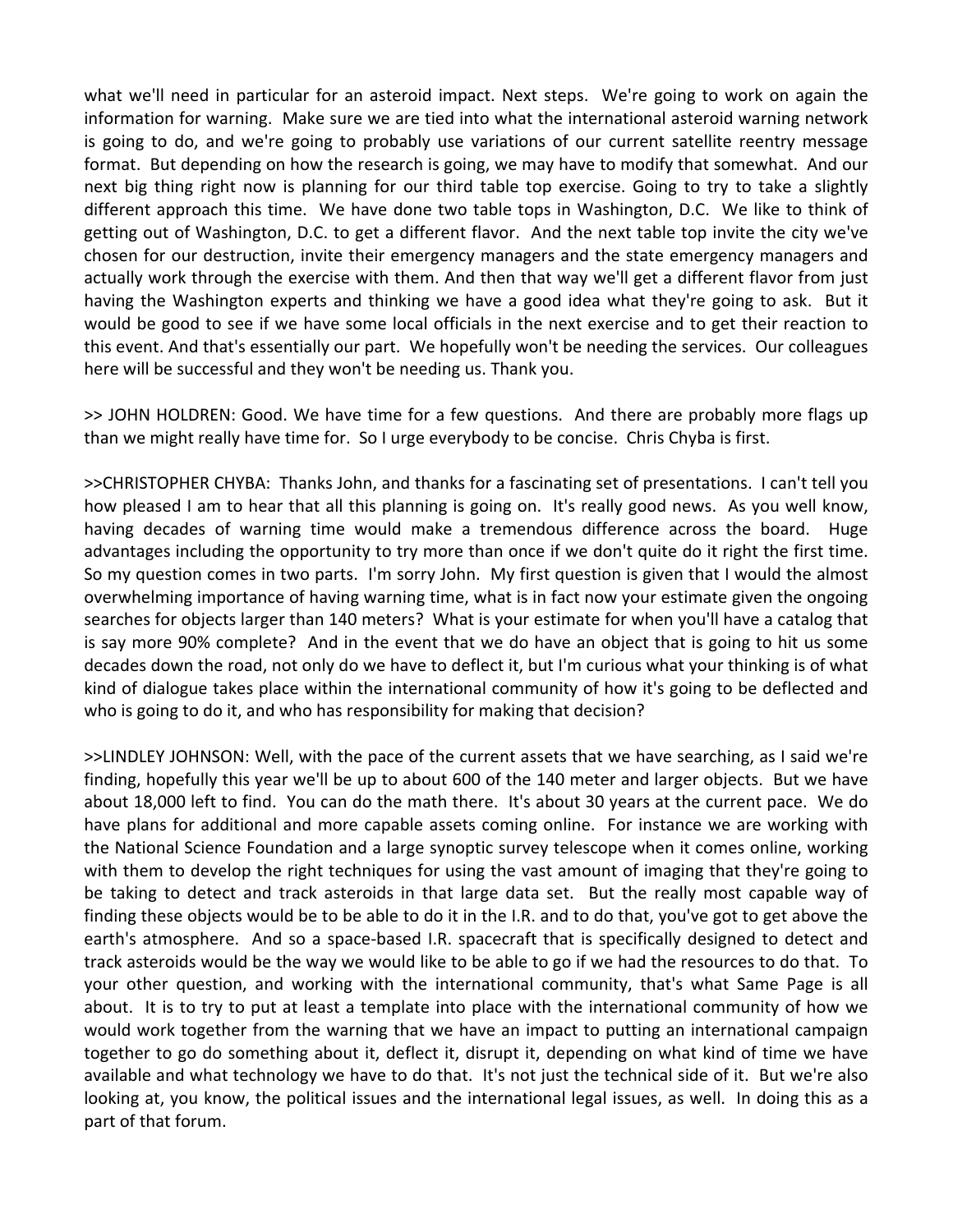what we'll need in particular for an asteroid impact. Next steps. We're going to work on again the information for warning. Make sure we are tied into what the international asteroid warning network is going to do, and we're going to probably use variations of our current satellite reentry message format. But depending on how the research is going, we may have to modify that somewhat. And our next big thing right now is planning for our third table top exercise. Going to try to take a slightly different approach this time. We have done two table tops in Washington, D.C. We like to think of getting out of Washington, D.C. to get a different flavor. And the next table top invite the city we've chosen for our destruction, invite their emergency managers and the state emergency managers and actually work through the exercise with them. And then that way we'll get a different flavor from just having the Washington experts and thinking we have a good idea what they're going to ask. But it would be good to see if we have some local officials in the next exercise and to get their reaction to this event. And that's essentially our part. We hopefully won't be needing the services. Our colleagues here will be successful and they won't be needing us. Thank you.

>> JOHN HOLDREN: Good. We have time for a few questions. And there are probably more flags up than we might really have time for. So I urge everybody to be concise. Chris Chyba is first.

>>CHRISTOPHER CHYBA: Thanks John, and thanks for a fascinating set of presentations. I can't tell you how pleased I am to hear that all this planning is going on. It's really good news. As you well know, having decades of warning time would make a tremendous difference across the board. Huge advantages including the opportunity to try more than once if we don't quite do it right the first time. So my question comes in two parts. I'm sorry John. My first question is given that I would the almost overwhelming importance of having warning time, what is in fact now your estimate given the ongoing searches for objects larger than 140 meters? What is your estimate for when you'll have a catalog that is say more 90% complete? And in the event that we do have an object that is going to hit us some decades down the road, not only do we have to deflect it, but I'm curious what your thinking is of what kind of dialogue takes place within the international community of how it's going to be deflected and who is going to do it, and who has responsibility for making that decision?

>>LINDLEY JOHNSON: Well, with the pace of the current assets that we have searching, as I said we're finding, hopefully this year we'll be up to about 600 of the 140 meter and larger objects. But we have about 18,000 left to find. You can do the math there. It's about 30 years at the current pace. We do have plans for additional and more capable assets coming online. For instance we are working with the National Science Foundation and a large synoptic survey telescope when it comes online, working with them to develop the right techniques for using the vast amount of imaging that they're going to be taking to detect and track asteroids in that large data set. But the really most capable way of finding these objects would be to be able to do it in the I.R. and to do that, you've got to get above the earth's atmosphere. And so a space-based I.R. spacecraft that is specifically designed to detect and track asteroids would be the way we would like to be able to go if we had the resources to do that. To your other question, and working with the international community, that's what Same Page is all about. It is to try to put at least a template into place with the international community of how we would work together from the warning that we have an impact to putting an international campaign together to go do something about it, deflect it, disrupt it, depending on what kind of time we have available and what technology we have to do that. It's not just the technical side of it. But we're also looking at, you know, the political issues and the international legal issues, as well. In doing this as a part of that forum.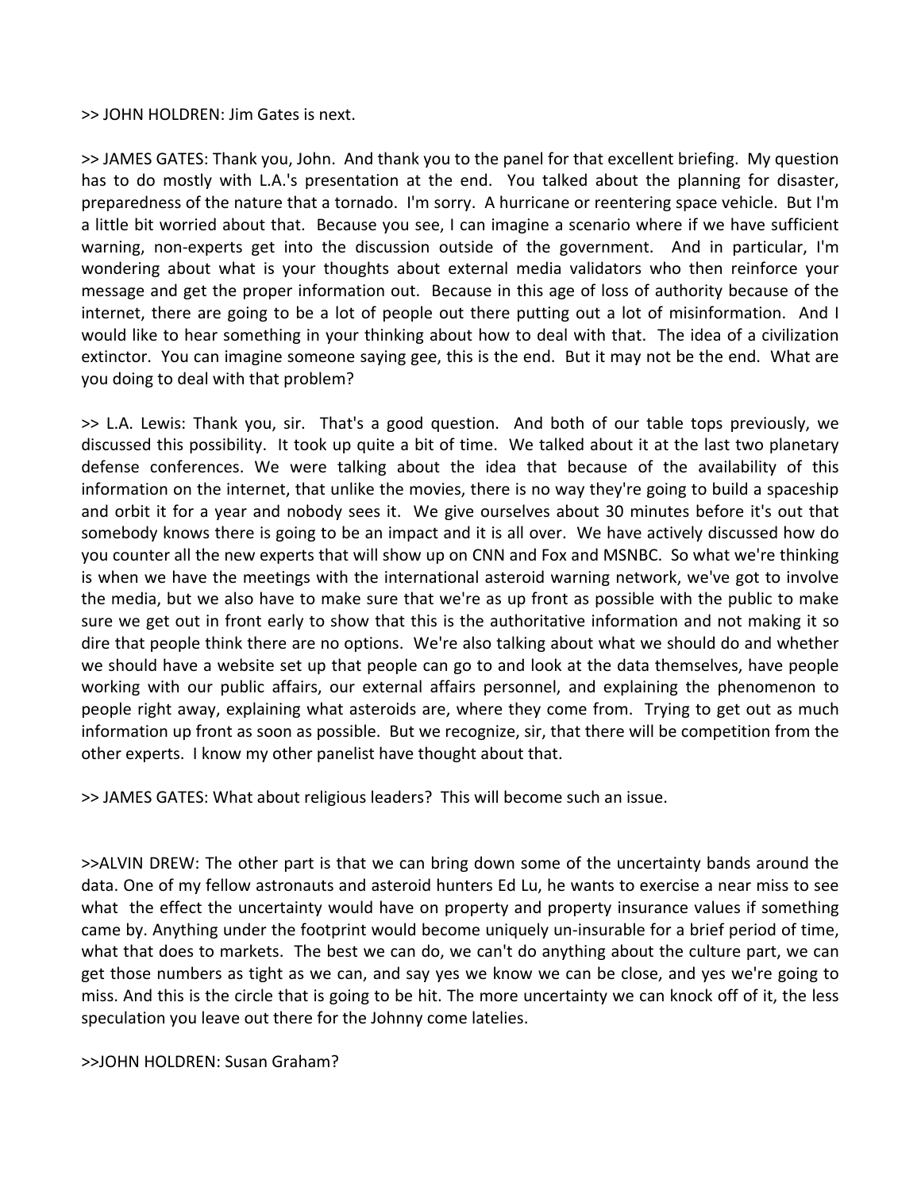>> JOHN HOLDREN: Jim Gates is next.

>> JAMES GATES: Thank you, John. And thank you to the panel for that excellent briefing. My question has to do mostly with L.A.'s presentation at the end. You talked about the planning for disaster, preparedness of the nature that a tornado. I'm sorry. A hurricane or reentering space vehicle. But I'm a little bit worried about that. Because you see, I can imagine a scenario where if we have sufficient warning, non-experts get into the discussion outside of the government. And in particular, I'm wondering about what is your thoughts about external media validators who then reinforce your message and get the proper information out. Because in this age of loss of authority because of the internet, there are going to be a lot of people out there putting out a lot of misinformation. And I would like to hear something in your thinking about how to deal with that. The idea of a civilization extinctor. You can imagine someone saying gee, this is the end. But it may not be the end. What are you doing to deal with that problem?

>> L.A. Lewis: Thank you, sir. That's a good question. And both of our table tops previously, we discussed this possibility. It took up quite a bit of time. We talked about it at the last two planetary defense conferences. We were talking about the idea that because of the availability of this information on the internet, that unlike the movies, there is no way they're going to build a spaceship and orbit it for a year and nobody sees it. We give ourselves about 30 minutes before it's out that somebody knows there is going to be an impact and it is all over. We have actively discussed how do you counter all the new experts that will show up on CNN and Fox and MSNBC. So what we're thinking is when we have the meetings with the international asteroid warning network, we've got to involve the media, but we also have to make sure that we're as up front as possible with the public to make sure we get out in front early to show that this is the authoritative information and not making it so dire that people think there are no options. We're also talking about what we should do and whether we should have a website set up that people can go to and look at the data themselves, have people working with our public affairs, our external affairs personnel, and explaining the phenomenon to people right away, explaining what asteroids are, where they come from. Trying to get out as much information up front as soon as possible. But we recognize, sir, that there will be competition from the other experts. I know my other panelist have thought about that.

>> JAMES GATES: What about religious leaders? This will become such an issue.

>>ALVIN DREW: The other part is that we can bring down some of the uncertainty bands around the data. One of my fellow astronauts and asteroid hunters Ed Lu, he wants to exercise a near miss to see what the effect the uncertainty would have on property and property insurance values if something came by. Anything under the footprint would become uniquely un-insurable for a brief period of time, what that does to markets. The best we can do, we can't do anything about the culture part, we can get those numbers as tight as we can, and say yes we know we can be close, and yes we're going to miss. And this is the circle that is going to be hit. The more uncertainty we can knock off of it, the less speculation you leave out there for the Johnny come latelies.

>>JOHN HOLDREN: Susan Graham?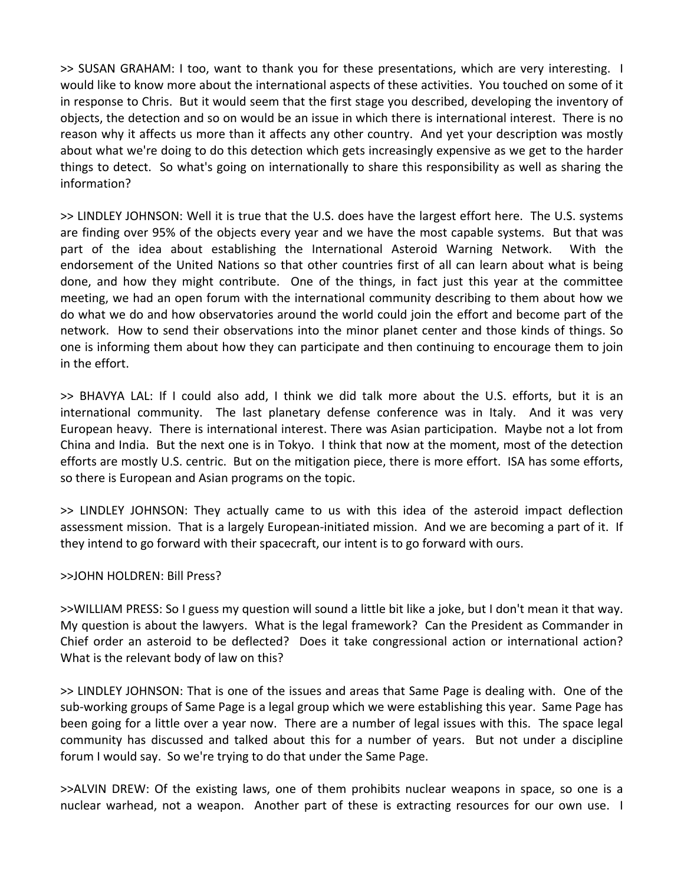>> SUSAN GRAHAM: I too, want to thank you for these presentations, which are very interesting. I would like to know more about the international aspects of these activities. You touched on some of it in response to Chris. But it would seem that the first stage you described, developing the inventory of objects, the detection and so on would be an issue in which there is international interest. There is no reason why it affects us more than it affects any other country. And yet your description was mostly about what we're doing to do this detection which gets increasingly expensive as we get to the harder things to detect. So what's going on internationally to share this responsibility as well as sharing the information?

>> LINDLEY JOHNSON: Well it is true that the U.S. does have the largest effort here. The U.S. systems are finding over 95% of the objects every year and we have the most capable systems. But that was part of the idea about establishing the International Asteroid Warning Network. With the endorsement of the United Nations so that other countries first of all can learn about what is being done, and how they might contribute. One of the things, in fact just this year at the committee meeting, we had an open forum with the international community describing to them about how we do what we do and how observatories around the world could join the effort and become part of the network. How to send their observations into the minor planet center and those kinds of things. So one is informing them about how they can participate and then continuing to encourage them to join in the effort.

>> BHAVYA LAL: If I could also add, I think we did talk more about the U.S. efforts, but it is an international community. The last planetary defense conference was in Italy. And it was very European heavy. There is international interest. There was Asian participation. Maybe not a lot from China and India. But the next one is in Tokyo. I think that now at the moment, most of the detection efforts are mostly U.S. centric. But on the mitigation piece, there is more effort. ISA has some efforts, so there is European and Asian programs on the topic.

>> LINDLEY JOHNSON: They actually came to us with this idea of the asteroid impact deflection assessment mission. That is a largely European-initiated mission. And we are becoming a part of it. If they intend to go forward with their spacecraft, our intent is to go forward with ours.

>>JOHN HOLDREN: Bill Press?

>>WILLIAM PRESS: So I guess my question will sound a little bit like a joke, but I don't mean it that way. My question is about the lawyers. What is the legal framework? Can the President as Commander in Chief order an asteroid to be deflected? Does it take congressional action or international action? What is the relevant body of law on this?

>> LINDLEY JOHNSON: That is one of the issues and areas that Same Page is dealing with. One of the sub-working groups of Same Page is a legal group which we were establishing this year. Same Page has been going for a little over a year now. There are a number of legal issues with this. The space legal community has discussed and talked about this for a number of years. But not under a discipline forum I would say. So we're trying to do that under the Same Page.

>>ALVIN DREW: Of the existing laws, one of them prohibits nuclear weapons in space, so one is a nuclear warhead, not a weapon. Another part of these is extracting resources for our own use. I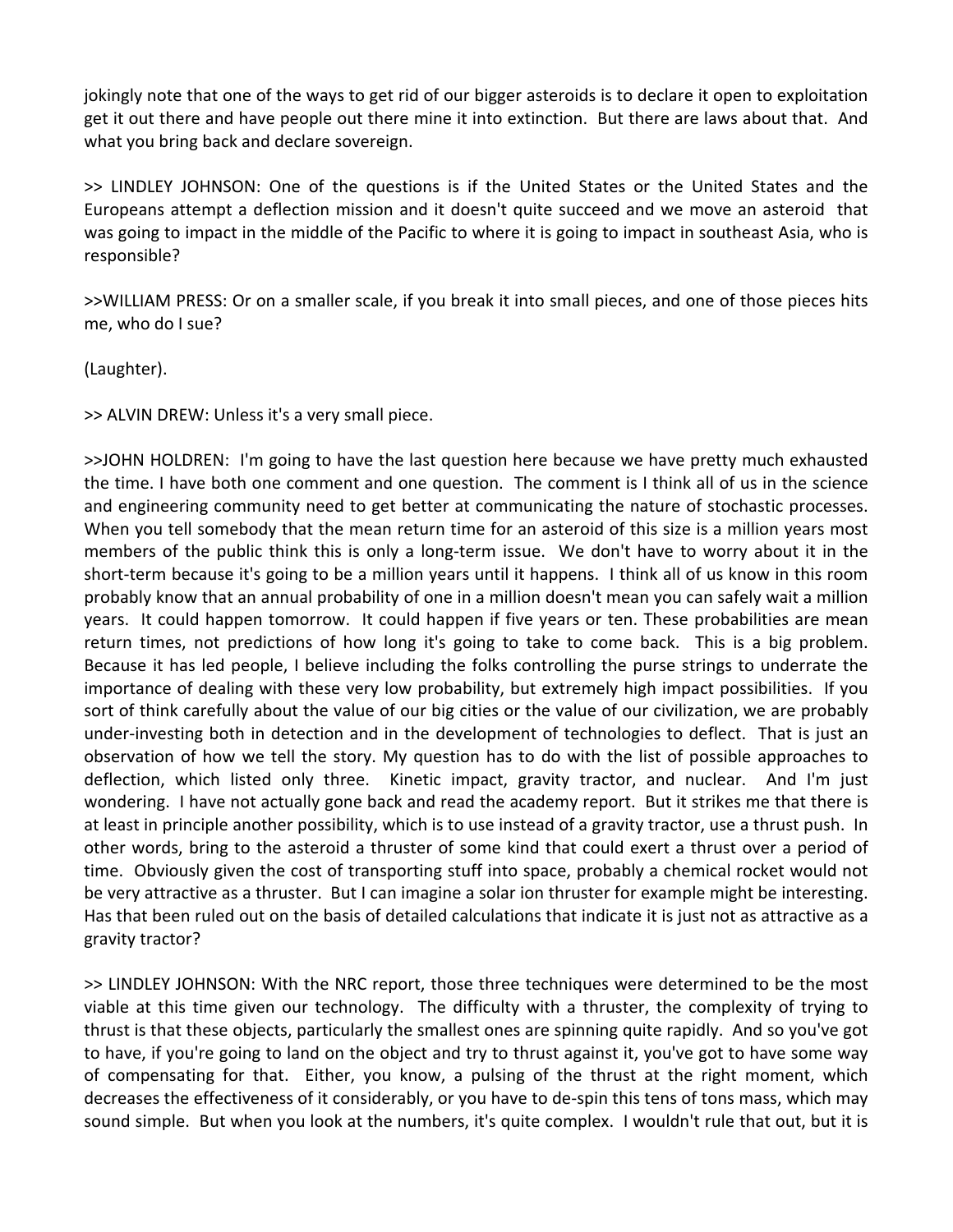jokingly note that one of the ways to get rid of our bigger asteroids is to declare it open to exploitation get it out there and have people out there mine it into extinction. But there are laws about that. And what you bring back and declare sovereign.

>> LINDLEY JOHNSON: One of the questions is if the United States or the United States and the Europeans attempt a deflection mission and it doesn't quite succeed and we move an asteroid that was going to impact in the middle of the Pacific to where it is going to impact in southeast Asia, who is responsible?

>>WILLIAM PRESS: Or on a smaller scale, if you break it into small pieces, and one of those pieces hits me, who do I sue?

(Laughter).

>> ALVIN DREW: Unless it's a very small piece.

>>JOHN HOLDREN: I'm going to have the last question here because we have pretty much exhausted the time. I have both one comment and one question. The comment is I think all of us in the science and engineering community need to get better at communicating the nature of stochastic processes. When you tell somebody that the mean return time for an asteroid of this size is a million years most members of the public think this is only a long-term issue. We don't have to worry about it in the short-term because it's going to be a million years until it happens. I think all of us know in this room probably know that an annual probability of one in a million doesn't mean you can safely wait a million years. It could happen tomorrow. It could happen if five years or ten. These probabilities are mean return times, not predictions of how long it's going to take to come back. This is a big problem. Because it has led people, I believe including the folks controlling the purse strings to underrate the importance of dealing with these very low probability, but extremely high impact possibilities. If you sort of think carefully about the value of our big cities or the value of our civilization, we are probably under-investing both in detection and in the development of technologies to deflect. That is just an observation of how we tell the story. My question has to do with the list of possible approaches to deflection, which listed only three. Kinetic impact, gravity tractor, and nuclear. And I'm just wondering. I have not actually gone back and read the academy report. But it strikes me that there is at least in principle another possibility, which is to use instead of a gravity tractor, use a thrust push. In other words, bring to the asteroid a thruster of some kind that could exert a thrust over a period of time. Obviously given the cost of transporting stuff into space, probably a chemical rocket would not be very attractive as a thruster. But I can imagine a solar ion thruster for example might be interesting. Has that been ruled out on the basis of detailed calculations that indicate it is just not as attractive as a gravity tractor?

>> LINDLEY JOHNSON: With the NRC report, those three techniques were determined to be the most viable at this time given our technology. The difficulty with a thruster, the complexity of trying to thrust is that these objects, particularly the smallest ones are spinning quite rapidly. And so you've got to have, if you're going to land on the object and try to thrust against it, you've got to have some way of compensating for that. Either, you know, a pulsing of the thrust at the right moment, which decreases the effectiveness of it considerably, or you have to de-spin this tens of tons mass, which may sound simple. But when you look at the numbers, it's quite complex. I wouldn't rule that out, but it is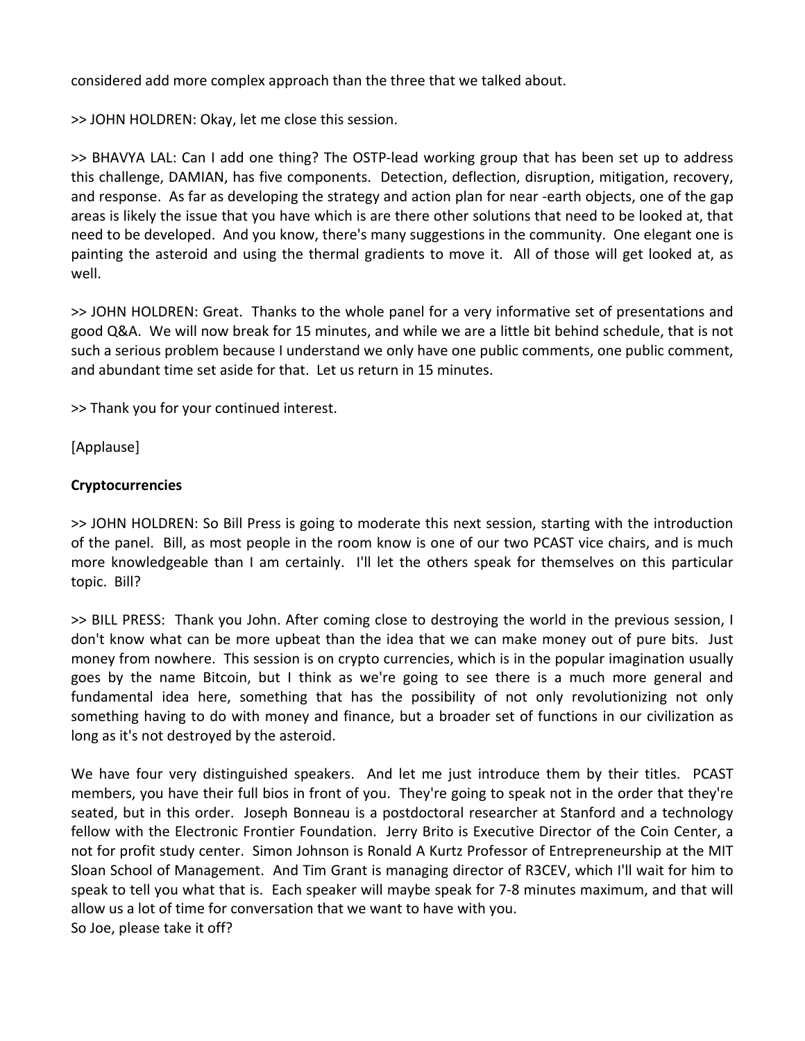considered add more complex approach than the three that we talked about.

>> JOHN HOLDREN: Okay, let me close this session.

>> BHAVYA LAL: Can I add one thing? The OSTP-lead working group that has been set up to address this challenge, DAMIAN, has five components. Detection, deflection, disruption, mitigation, recovery, and response. As far as developing the strategy and action plan for near -earth objects, one of the gap areas is likely the issue that you have which is are there other solutions that need to be looked at, that need to be developed. And you know, there's many suggestions in the community. One elegant one is painting the asteroid and using the thermal gradients to move it. All of those will get looked at, as well.

>> JOHN HOLDREN: Great. Thanks to the whole panel for a very informative set of presentations and good Q&A. We will now break for 15 minutes, and while we are a little bit behind schedule, that is not such a serious problem because I understand we only have one public comments, one public comment, and abundant time set aside for that. Let us return in 15 minutes.

>> Thank you for your continued interest.

[Applause]

**Cryptocurrencies**

>> JOHN HOLDREN: So Bill Press is going to moderate this next session, starting with the introduction of the panel. Bill, as most people in the room know is one of our two PCAST vice chairs, and is much more knowledgeable than I am certainly. I'll let the others speak for themselves on this particular topic. Bill?

>> BILL PRESS: Thank you John. After coming close to destroying the world in the previous session, I don't know what can be more upbeat than the idea that we can make money out of pure bits. Just money from nowhere. This session is on crypto currencies, which is in the popular imagination usually goes by the name Bitcoin, but I think as we're going to see there is a much more general and fundamental idea here, something that has the possibility of not only revolutionizing not only something having to do with money and finance, but a broader set of functions in our civilization as long as it's not destroyed by the asteroid.

We have four very distinguished speakers. And let me just introduce them by their titles. PCAST members, you have their full bios in front of you. They're going to speak not in the order that they're seated, but in this order. Joseph Bonneau is a postdoctoral researcher at Stanford and a technology fellow with the Electronic Frontier Foundation. Jerry Brito is Executive Director of the Coin Center, a not for profit study center. Simon Johnson is Ronald A Kurtz Professor of Entrepreneurship at the MIT Sloan School of Management. And Tim Grant is managing director of R3CEV, which I'll wait for him to speak to tell you what that is. Each speaker will maybe speak for 7-8 minutes maximum, and that will allow us a lot of time for conversation that we want to have with you.
So Joe, please take it off?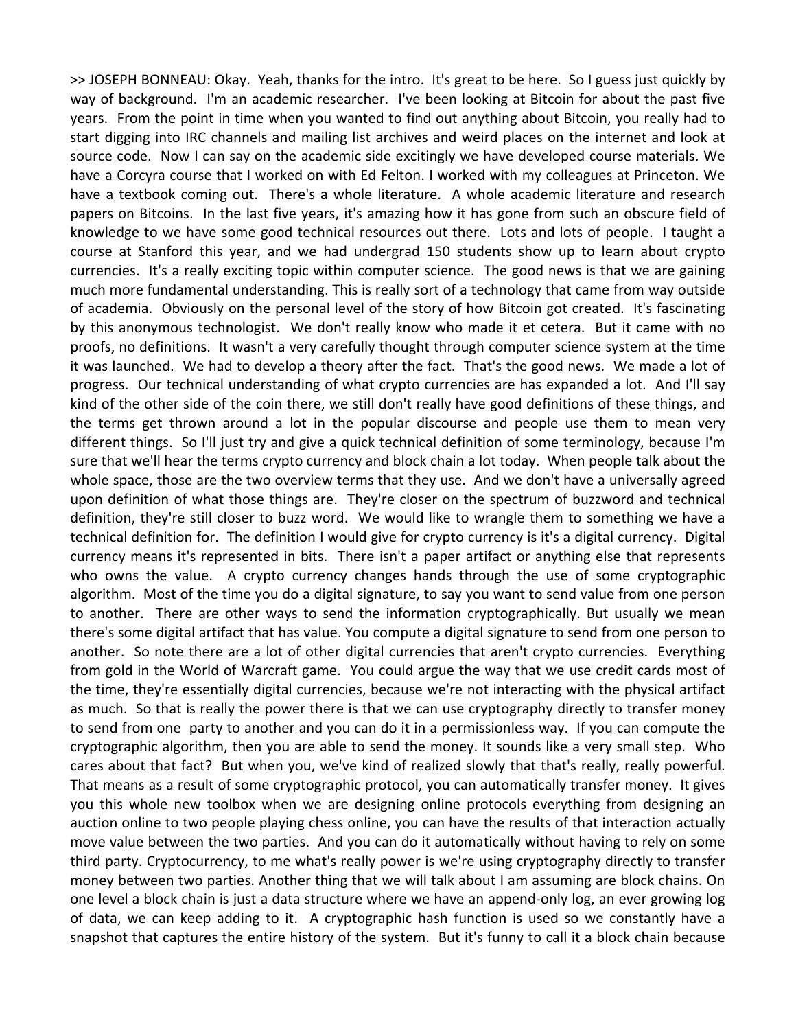>> JOSEPH BONNEAU: Okay. Yeah, thanks for the intro. It's great to be here. So I guess just quickly by way of background. I'm an academic researcher. I've been looking at Bitcoin for about the past five years. From the point in time when you wanted to find out anything about Bitcoin, you really had to start digging into IRC channels and mailing list archives and weird places on the internet and look at source code. Now I can say on the academic side excitingly we have developed course materials. We have a Corcyra course that I worked on with Ed Felton. I worked with my colleagues at Princeton. We have a textbook coming out. There's a whole literature. A whole academic literature and research papers on Bitcoins. In the last five years, it's amazing how it has gone from such an obscure field of knowledge to we have some good technical resources out there. Lots and lots of people. I taught a course at Stanford this year, and we had undergrad 150 students show up to learn about crypto currencies. It's a really exciting topic within computer science. The good news is that we are gaining much more fundamental understanding. This is really sort of a technology that came from way outside of academia. Obviously on the personal level of the story of how Bitcoin got created. It's fascinating by this anonymous technologist. We don't really know who made it et cetera. But it came with no proofs, no definitions. It wasn't a very carefully thought through computer science system at the time it was launched. We had to develop a theory after the fact. That's the good news. We made a lot of progress. Our technical understanding of what crypto currencies are has expanded a lot. And I'll say kind of the other side of the coin there, we still don't really have good definitions of these things, and the terms get thrown around a lot in the popular discourse and people use them to mean very different things. So I'll just try and give a quick technical definition of some terminology, because I'm sure that we'll hear the terms crypto currency and block chain a lot today. When people talk about the whole space, those are the two overview terms that they use. And we don't have a universally agreed upon definition of what those things are. They're closer on the spectrum of buzzword and technical definition, they're still closer to buzz word. We would like to wrangle them to something we have a technical definition for. The definition I would give for crypto currency is it's a digital currency. Digital currency means it's represented in bits. There isn't a paper artifact or anything else that represents who owns the value. A crypto currency changes hands through the use of some cryptographic algorithm. Most of the time you do a digital signature, to say you want to send value from one person to another. There are other ways to send the information cryptographically. But usually we mean there's some digital artifact that has value. You compute a digital signature to send from one person to another. So note there are a lot of other digital currencies that aren't crypto currencies. Everything from gold in the World of Warcraft game. You could argue the way that we use credit cards most of the time, they're essentially digital currencies, because we're not interacting with the physical artifact as much. So that is really the power there is that we can use cryptography directly to transfer money to send from one party to another and you can do it in a permissionless way. If you can compute the cryptographic algorithm, then you are able to send the money. It sounds like a very small step. Who cares about that fact? But when you, we've kind of realized slowly that that's really, really powerful. That means as a result of some cryptographic protocol, you can automatically transfer money. It gives you this whole new toolbox when we are designing online protocols everything from designing an auction online to two people playing chess online, you can have the results of that interaction actually move value between the two parties. And you can do it automatically without having to rely on some third party. Cryptocurrency, to me what's really power is we're using cryptography directly to transfer money between two parties. Another thing that we will talk about I am assuming are block chains. On one level a block chain is just a data structure where we have an append-only log, an ever growing log of data, we can keep adding to it. A cryptographic hash function is used so we constantly have a snapshot that captures the entire history of the system. But it's funny to call it a block chain because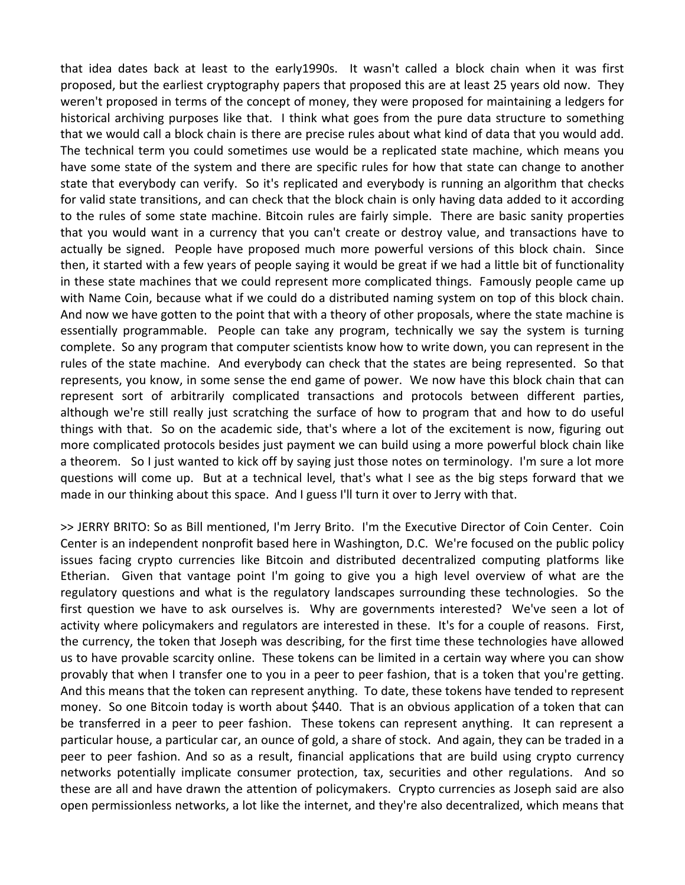that idea dates back at least to the early1990s. It wasn't called a block chain when it was first proposed, but the earliest cryptography papers that proposed this are at least 25 years old now. They weren't proposed in terms of the concept of money, they were proposed for maintaining a ledgers for historical archiving purposes like that. I think what goes from the pure data structure to something that we would call a block chain is there are precise rules about what kind of data that you would add. The technical term you could sometimes use would be a replicated state machine, which means you have some state of the system and there are specific rules for how that state can change to another state that everybody can verify. So it's replicated and everybody is running an algorithm that checks for valid state transitions, and can check that the block chain is only having data added to it according to the rules of some state machine. Bitcoin rules are fairly simple. There are basic sanity properties that you would want in a currency that you can't create or destroy value, and transactions have to actually be signed. People have proposed much more powerful versions of this block chain. Since then, it started with a few years of people saying it would be great if we had a little bit of functionality in these state machines that we could represent more complicated things. Famously people came up with Name Coin, because what if we could do a distributed naming system on top of this block chain. And now we have gotten to the point that with a theory of other proposals, where the state machine is essentially programmable. People can take any program, technically we say the system is turning complete. So any program that computer scientists know how to write down, you can represent in the rules of the state machine. And everybody can check that the states are being represented. So that represents, you know, in some sense the end game of power. We now have this block chain that can represent sort of arbitrarily complicated transactions and protocols between different parties, although we're still really just scratching the surface of how to program that and how to do useful things with that. So on the academic side, that's where a lot of the excitement is now, figuring out more complicated protocols besides just payment we can build using a more powerful block chain like a theorem. So I just wanted to kick off by saying just those notes on terminology. I'm sure a lot more questions will come up. But at a technical level, that's what I see as the big steps forward that we made in our thinking about this space. And I guess I'll turn it over to Jerry with that.

>> JERRY BRITO: So as Bill mentioned, I'm Jerry Brito. I'm the Executive Director of Coin Center. Coin Center is an independent nonprofit based here in Washington, D.C. We're focused on the public policy issues facing crypto currencies like Bitcoin and distributed decentralized computing platforms like Etherian. Given that vantage point I'm going to give you a high level overview of what are the regulatory questions and what is the regulatory landscapes surrounding these technologies. So the first question we have to ask ourselves is. Why are governments interested? We've seen a lot of activity where policymakers and regulators are interested in these. It's for a couple of reasons. First, the currency, the token that Joseph was describing, for the first time these technologies have allowed us to have provable scarcity online. These tokens can be limited in a certain way where you can show provably that when I transfer one to you in a peer to peer fashion, that is a token that you're getting. And this means that the token can represent anything. To date, these tokens have tended to represent money. So one Bitcoin today is worth about $440. That is an obvious application of a token that can be transferred in a peer to peer fashion. These tokens can represent anything. It can represent a particular house, a particular car, an ounce of gold, a share of stock. And again, they can be traded in a peer to peer fashion. And so as a result, financial applications that are build using crypto currency networks potentially implicate consumer protection, tax, securities and other regulations. And so these are all and have drawn the attention of policymakers. Crypto currencies as Joseph said are also open permissionless networks, a lot like the internet, and they're also decentralized, which means that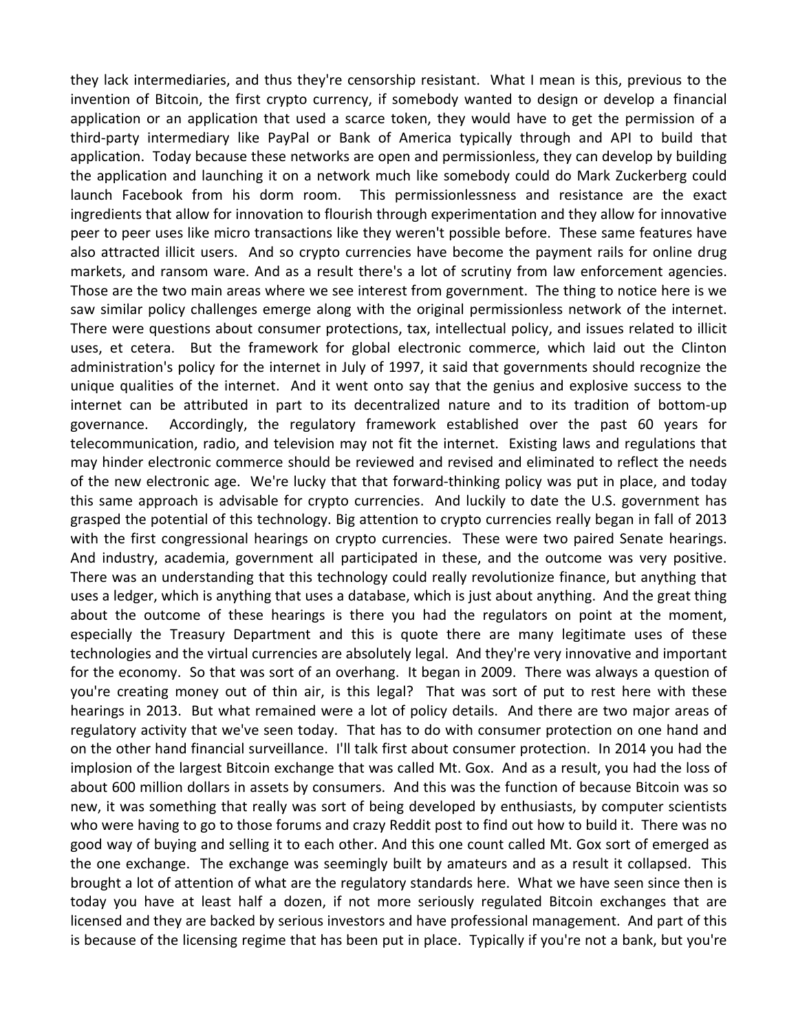they lack intermediaries, and thus they're censorship resistant. What I mean is this, previous to the invention of Bitcoin, the first crypto currency, if somebody wanted to design or develop a financial application or an application that used a scarce token, they would have to get the permission of a third-party intermediary like PayPal or Bank of America typically through and API to build that application. Today because these networks are open and permissionless, they can develop by building the application and launching it on a network much like somebody could do Mark Zuckerberg could launch Facebook from his dorm room. This permissionlessness and resistance are the exact ingredients that allow for innovation to flourish through experimentation and they allow for innovative peer to peer uses like micro transactions like they weren't possible before. These same features have also attracted illicit users. And so crypto currencies have become the payment rails for online drug markets, and ransom ware. And as a result there's a lot of scrutiny from law enforcement agencies. Those are the two main areas where we see interest from government. The thing to notice here is we saw similar policy challenges emerge along with the original permissionless network of the internet. There were questions about consumer protections, tax, intellectual policy, and issues related to illicit uses, et cetera. But the framework for global electronic commerce, which laid out the Clinton administration's policy for the internet in July of 1997, it said that governments should recognize the unique qualities of the internet. And it went onto say that the genius and explosive success to the internet can be attributed in part to its decentralized nature and to its tradition of bottom-up governance. Accordingly, the regulatory framework established over the past 60 years for telecommunication, radio, and television may not fit the internet. Existing laws and regulations that may hinder electronic commerce should be reviewed and revised and eliminated to reflect the needs of the new electronic age. We're lucky that that forward-thinking policy was put in place, and today this same approach is advisable for crypto currencies. And luckily to date the U.S. government has grasped the potential of this technology. Big attention to crypto currencies really began in fall of 2013 with the first congressional hearings on crypto currencies. These were two paired Senate hearings. And industry, academia, government all participated in these, and the outcome was very positive. There was an understanding that this technology could really revolutionize finance, but anything that uses a ledger, which is anything that uses a database, which is just about anything. And the great thing about the outcome of these hearings is there you had the regulators on point at the moment, especially the Treasury Department and this is quote there are many legitimate uses of these technologies and the virtual currencies are absolutely legal. And they're very innovative and important for the economy. So that was sort of an overhang. It began in 2009. There was always a question of you're creating money out of thin air, is this legal? That was sort of put to rest here with these hearings in 2013. But what remained were a lot of policy details. And there are two major areas of regulatory activity that we've seen today. That has to do with consumer protection on one hand and on the other hand financial surveillance. I'll talk first about consumer protection. In 2014 you had the implosion of the largest Bitcoin exchange that was called Mt. Gox. And as a result, you had the loss of about 600 million dollars in assets by consumers. And this was the function of because Bitcoin was so new, it was something that really was sort of being developed by enthusiasts, by computer scientists who were having to go to those forums and crazy Reddit post to find out how to build it. There was no good way of buying and selling it to each other. And this one count called Mt. Gox sort of emerged as the one exchange. The exchange was seemingly built by amateurs and as a result it collapsed. This brought a lot of attention of what are the regulatory standards here. What we have seen since then is today you have at least half a dozen, if not more seriously regulated Bitcoin exchanges that are licensed and they are backed by serious investors and have professional management. And part of this is because of the licensing regime that has been put in place. Typically if you're not a bank, but you're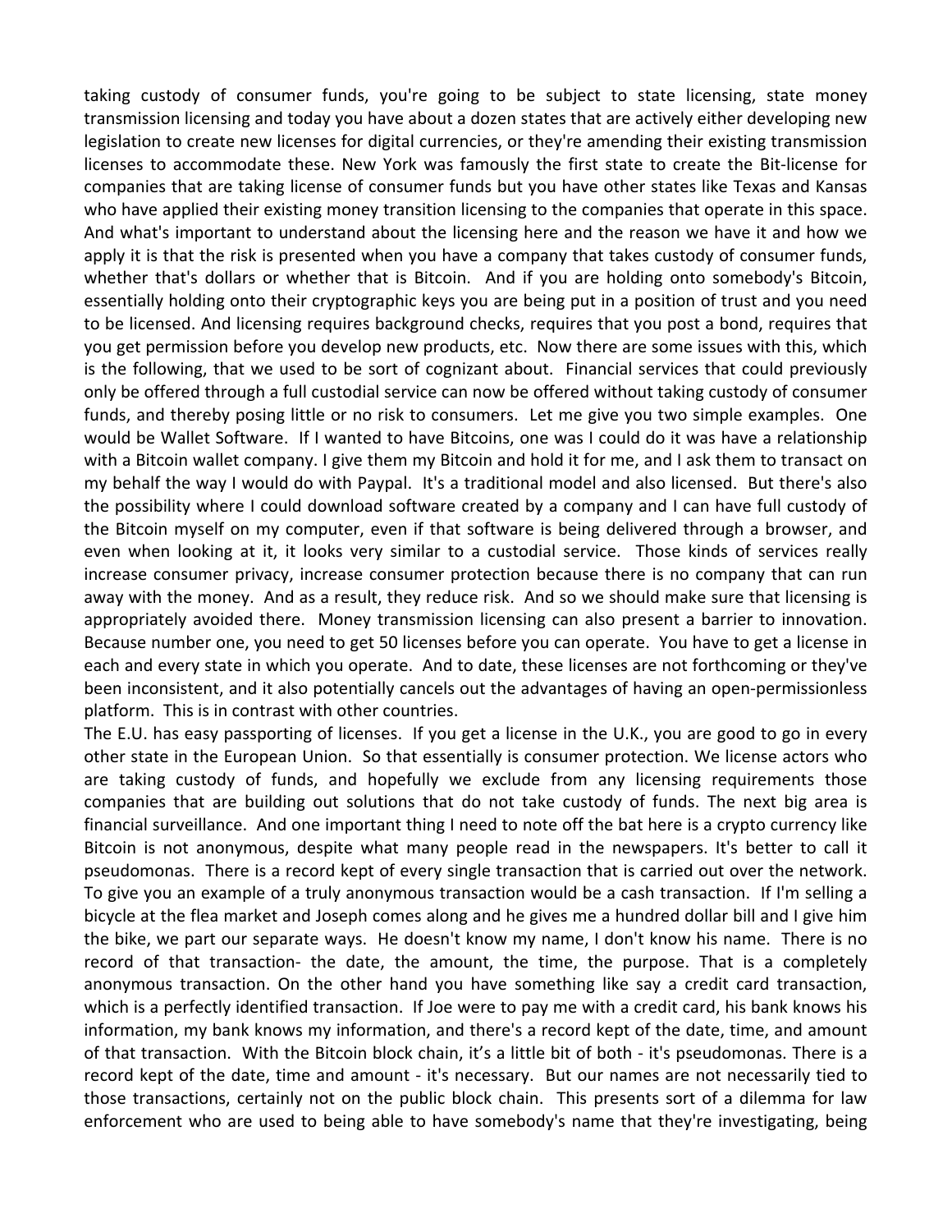taking custody of consumer funds, you're going to be subject to state licensing, state money transmission licensing and today you have about a dozen states that are actively either developing new legislation to create new licenses for digital currencies, or they're amending their existing transmission licenses to accommodate these. New York was famously the first state to create the Bit-license for companies that are taking license of consumer funds but you have other states like Texas and Kansas who have applied their existing money transition licensing to the companies that operate in this space. And what's important to understand about the licensing here and the reason we have it and how we apply it is that the risk is presented when you have a company that takes custody of consumer funds, whether that's dollars or whether that is Bitcoin. And if you are holding onto somebody's Bitcoin, essentially holding onto their cryptographic keys you are being put in a position of trust and you need to be licensed. And licensing requires background checks, requires that you post a bond, requires that you get permission before you develop new products, etc. Now there are some issues with this, which is the following, that we used to be sort of cognizant about. Financial services that could previously only be offered through a full custodial service can now be offered without taking custody of consumer funds, and thereby posing little or no risk to consumers. Let me give you two simple examples. One would be Wallet Software. If I wanted to have Bitcoins, one was I could do it was have a relationship with a Bitcoin wallet company. I give them my Bitcoin and hold it for me, and I ask them to transact on my behalf the way I would do with Paypal. It's a traditional model and also licensed. But there's also the possibility where I could download software created by a company and I can have full custody of the Bitcoin myself on my computer, even if that software is being delivered through a browser, and even when looking at it, it looks very similar to a custodial service. Those kinds of services really increase consumer privacy, increase consumer protection because there is no company that can run away with the money. And as a result, they reduce risk. And so we should make sure that licensing is appropriately avoided there. Money transmission licensing can also present a barrier to innovation. Because number one, you need to get 50 licenses before you can operate. You have to get a license in each and every state in which you operate. And to date, these licenses are not forthcoming or they've been inconsistent, and it also potentially cancels out the advantages of having an open-permissionless platform. This is in contrast with other countries.

The E.U. has easy passporting of licenses. If you get a license in the U.K., you are good to go in every other state in the European Union. So that essentially is consumer protection. We license actors who are taking custody of funds, and hopefully we exclude from any licensing requirements those companies that are building out solutions that do not take custody of funds. The next big area is financial surveillance. And one important thing I need to note off the bat here is a crypto currency like Bitcoin is not anonymous, despite what many people read in the newspapers. It's better to call it pseudomonas. There is a record kept of every single transaction that is carried out over the network. To give you an example of a truly anonymous transaction would be a cash transaction. If I'm selling a bicycle at the flea market and Joseph comes along and he gives me a hundred dollar bill and I give him the bike, we part our separate ways. He doesn't know my name, I don't know his name. There is no record of that transaction- the date, the amount, the time, the purpose. That is a completely anonymous transaction. On the other hand you have something like say a credit card transaction, which is a perfectly identified transaction. If Joe were to pay me with a credit card, his bank knows his information, my bank knows my information, and there's a record kept of the date, time, and amount of that transaction. With the Bitcoin block chain, it's a little bit of both - it's pseudomonas. There is a record kept of the date, time and amount - it's necessary. But our names are not necessarily tied to those transactions, certainly not on the public block chain. This presents sort of a dilemma for law enforcement who are used to being able to have somebody's name that they're investigating, being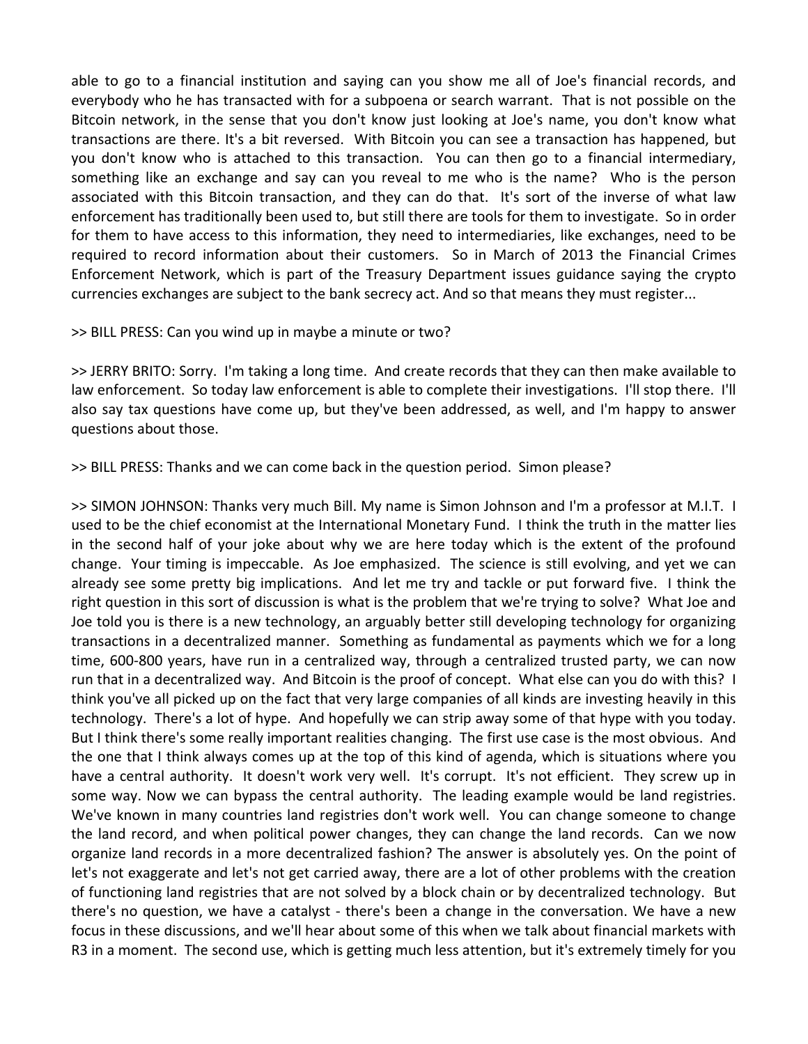able to go to a financial institution and saying can you show me all of Joe's financial records, and everybody who he has transacted with for a subpoena or search warrant. That is not possible on the Bitcoin network, in the sense that you don't know just looking at Joe's name, you don't know what transactions are there. It's a bit reversed. With Bitcoin you can see a transaction has happened, but you don't know who is attached to this transaction. You can then go to a financial intermediary, something like an exchange and say can you reveal to me who is the name? Who is the person associated with this Bitcoin transaction, and they can do that. It's sort of the inverse of what law enforcement has traditionally been used to, but still there are tools for them to investigate. So in order for them to have access to this information, they need to intermediaries, like exchanges, need to be required to record information about their customers. So in March of 2013 the Financial Crimes Enforcement Network, which is part of the Treasury Department issues guidance saying the crypto currencies exchanges are subject to the bank secrecy act. And so that means they must register...

>> BILL PRESS: Can you wind up in maybe a minute or two?

>> JERRY BRITO: Sorry. I'm taking a long time. And create records that they can then make available to law enforcement. So today law enforcement is able to complete their investigations. I'll stop there. I'll also say tax questions have come up, but they've been addressed, as well, and I'm happy to answer questions about those.

>> BILL PRESS: Thanks and we can come back in the question period. Simon please?

>> SIMON JOHNSON: Thanks very much Bill. My name is Simon Johnson and I'm a professor at M.I.T. I used to be the chief economist at the International Monetary Fund. I think the truth in the matter lies in the second half of your joke about why we are here today which is the extent of the profound change. Your timing is impeccable. As Joe emphasized. The science is still evolving, and yet we can already see some pretty big implications. And let me try and tackle or put forward five. I think the right question in this sort of discussion is what is the problem that we're trying to solve? What Joe and Joe told you is there is a new technology, an arguably better still developing technology for organizing transactions in a decentralized manner. Something as fundamental as payments which we for a long time, 600-800 years, have run in a centralized way, through a centralized trusted party, we can now run that in a decentralized way. And Bitcoin is the proof of concept. What else can you do with this? I think you've all picked up on the fact that very large companies of all kinds are investing heavily in this technology. There's a lot of hype. And hopefully we can strip away some of that hype with you today. But I think there's some really important realities changing. The first use case is the most obvious. And the one that I think always comes up at the top of this kind of agenda, which is situations where you have a central authority. It doesn't work very well. It's corrupt. It's not efficient. They screw up in some way. Now we can bypass the central authority. The leading example would be land registries. We've known in many countries land registries don't work well. You can change someone to change the land record, and when political power changes, they can change the land records. Can we now organize land records in a more decentralized fashion? The answer is absolutely yes. On the point of let's not exaggerate and let's not get carried away, there are a lot of other problems with the creation of functioning land registries that are not solved by a block chain or by decentralized technology. But there's no question, we have a catalyst - there's been a change in the conversation. We have a new focus in these discussions, and we'll hear about some of this when we talk about financial markets with R3 in a moment. The second use, which is getting much less attention, but it's extremely timely for you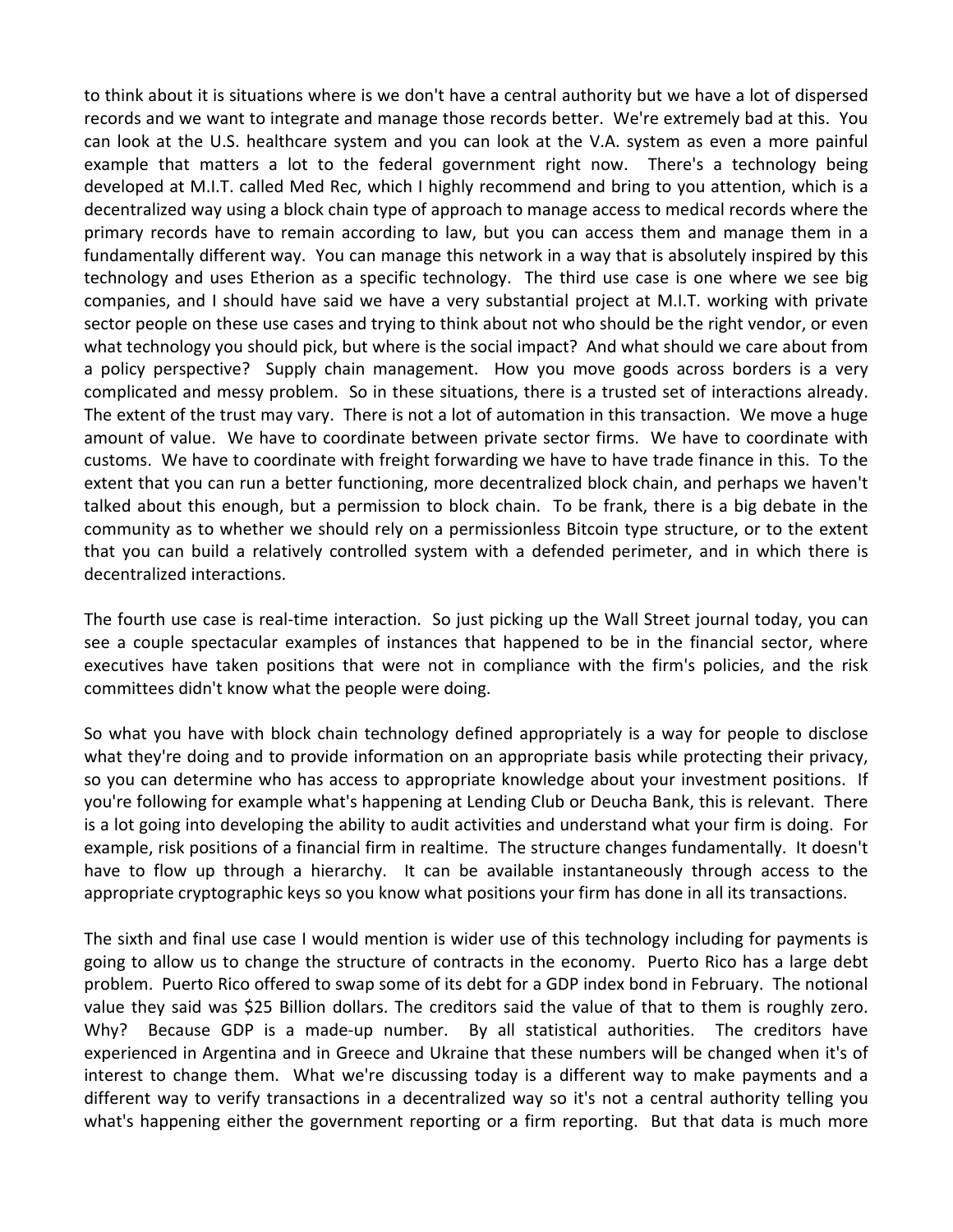to think about it is situations where is we don't have a central authority but we have a lot of dispersed records and we want to integrate and manage those records better. We're extremely bad at this. You can look at the U.S. healthcare system and you can look at the V.A. system as even a more painful example that matters a lot to the federal government right now. There's a technology being developed at M.I.T. called Med Rec, which I highly recommend and bring to you attention, which is a decentralized way using a block chain type of approach to manage access to medical records where the primary records have to remain according to law, but you can access them and manage them in a fundamentally different way. You can manage this network in a way that is absolutely inspired by this technology and uses Etherion as a specific technology. The third use case is one where we see big companies, and I should have said we have a very substantial project at M.I.T. working with private sector people on these use cases and trying to think about not who should be the right vendor, or even what technology you should pick, but where is the social impact? And what should we care about from a policy perspective? Supply chain management. How you move goods across borders is a very complicated and messy problem. So in these situations, there is a trusted set of interactions already. The extent of the trust may vary. There is not a lot of automation in this transaction. We move a huge amount of value. We have to coordinate between private sector firms. We have to coordinate with customs. We have to coordinate with freight forwarding we have to have trade finance in this. To the extent that you can run a better functioning, more decentralized block chain, and perhaps we haven't talked about this enough, but a permission to block chain. To be frank, there is a big debate in the community as to whether we should rely on a permissionless Bitcoin type structure, or to the extent that you can build a relatively controlled system with a defended perimeter, and in which there is decentralized interactions.

The fourth use case is real-time interaction. So just picking up the Wall Street journal today, you can see a couple spectacular examples of instances that happened to be in the financial sector, where executives have taken positions that were not in compliance with the firm's policies, and the risk committees didn't know what the people were doing.

So what you have with block chain technology defined appropriately is a way for people to disclose what they're doing and to provide information on an appropriate basis while protecting their privacy, so you can determine who has access to appropriate knowledge about your investment positions. If you're following for example what's happening at Lending Club or Deucha Bank, this is relevant. There is a lot going into developing the ability to audit activities and understand what your firm is doing. For example, risk positions of a financial firm in realtime. The structure changes fundamentally. It doesn't have to flow up through a hierarchy. It can be available instantaneously through access to the appropriate cryptographic keys so you know what positions your firm has done in all its transactions.

The sixth and final use case I would mention is wider use of this technology including for payments is going to allow us to change the structure of contracts in the economy. Puerto Rico has a large debt problem. Puerto Rico offered to swap some of its debt for a GDP index bond in February. The notional value they said was $25 Billion dollars. The creditors said the value of that to them is roughly zero. Why? Because GDP is a made-up number. By all statistical authorities. The creditors have experienced in Argentina and in Greece and Ukraine that these numbers will be changed when it's of interest to change them. What we're discussing today is a different way to make payments and a different way to verify transactions in a decentralized way so it's not a central authority telling you what's happening either the government reporting or a firm reporting. But that data is much more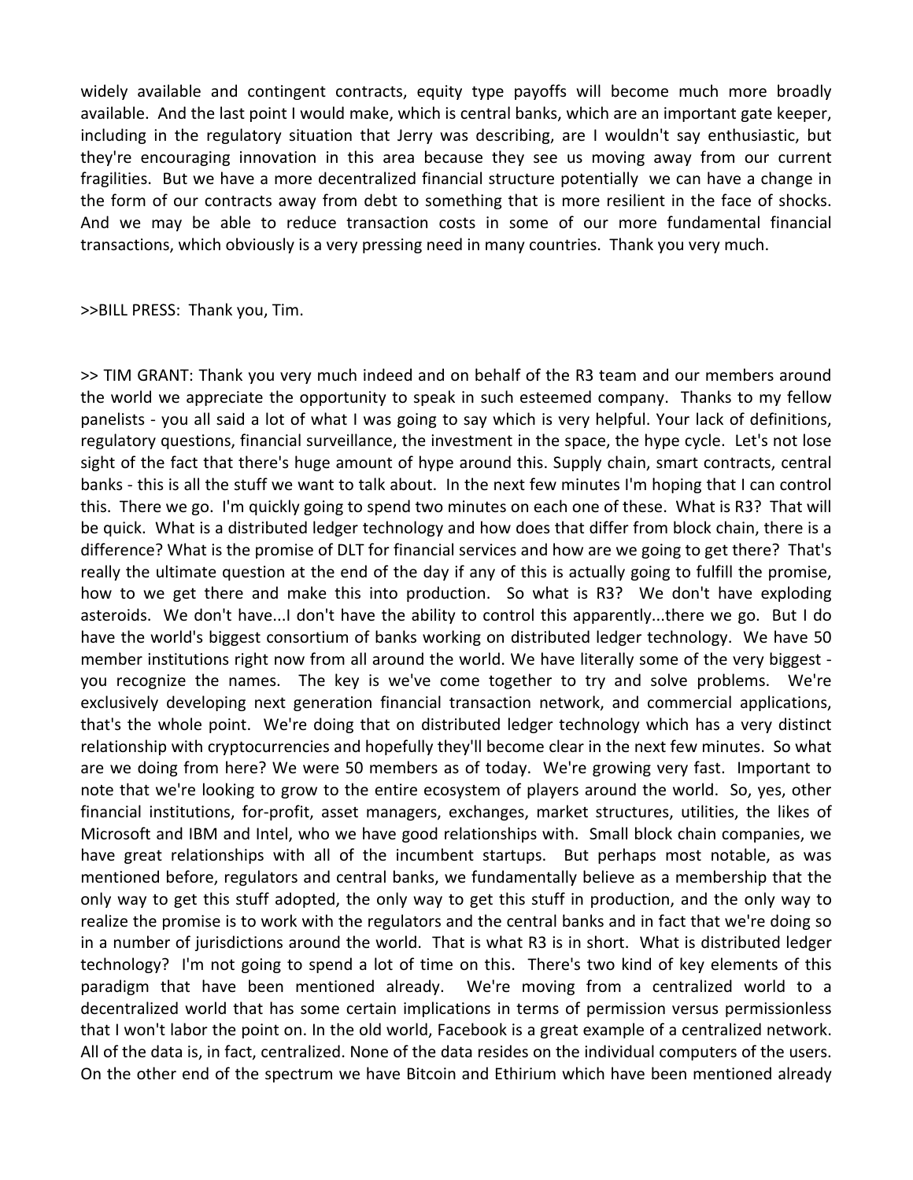widely available and contingent contracts, equity type payoffs will become much more broadly available. And the last point I would make, which is central banks, which are an important gate keeper, including in the regulatory situation that Jerry was describing, are I wouldn't say enthusiastic, but they're encouraging innovation in this area because they see us moving away from our current fragilities. But we have a more decentralized financial structure potentially we can have a change in the form of our contracts away from debt to something that is more resilient in the face of shocks. And we may be able to reduce transaction costs in some of our more fundamental financial transactions, which obviously is a very pressing need in many countries. Thank you very much.

>>BILL PRESS: Thank you, Tim.

>> TIM GRANT: Thank you very much indeed and on behalf of the R3 team and our members around the world we appreciate the opportunity to speak in such esteemed company. Thanks to my fellow panelists - you all said a lot of what I was going to say which is very helpful. Your lack of definitions, regulatory questions, financial surveillance, the investment in the space, the hype cycle. Let's not lose sight of the fact that there's huge amount of hype around this. Supply chain, smart contracts, central banks - this is all the stuff we want to talk about. In the next few minutes I'm hoping that I can control this. There we go. I'm quickly going to spend two minutes on each one of these. What is R3? That will be quick. What is a distributed ledger technology and how does that differ from block chain, there is a difference? What is the promise of DLT for financial services and how are we going to get there? That's really the ultimate question at the end of the day if any of this is actually going to fulfill the promise, how to we get there and make this into production. So what is R3? We don't have exploding asteroids. We don't have...I don't have the ability to control this apparently...there we go. But I do have the world's biggest consortium of banks working on distributed ledger technology. We have 50 member institutions right now from all around the world. We have literally some of the very biggest - you recognize the names. The key is we've come together to try and solve problems. We're exclusively developing next generation financial transaction network, and commercial applications, that's the whole point. We're doing that on distributed ledger technology which has a very distinct relationship with cryptocurrencies and hopefully they'll become clear in the next few minutes. So what are we doing from here? We were 50 members as of today. We're growing very fast. Important to note that we're looking to grow to the entire ecosystem of players around the world. So, yes, other financial institutions, for-profit, asset managers, exchanges, market structures, utilities, the likes of Microsoft and IBM and Intel, who we have good relationships with. Small block chain companies, we have great relationships with all of the incumbent startups. But perhaps most notable, as was mentioned before, regulators and central banks, we fundamentally believe as a membership that the only way to get this stuff adopted, the only way to get this stuff in production, and the only way to realize the promise is to work with the regulators and the central banks and in fact that we're doing so in a number of jurisdictions around the world. That is what R3 is in short. What is distributed ledger technology? I'm not going to spend a lot of time on this. There's two kind of key elements of this paradigm that have been mentioned already. We're moving from a centralized world to a decentralized world that has some certain implications in terms of permission versus permissionless that I won't labor the point on. In the old world, Facebook is a great example of a centralized network. All of the data is, in fact, centralized. None of the data resides on the individual computers of the users. On the other end of the spectrum we have Bitcoin and Ethirium which have been mentioned already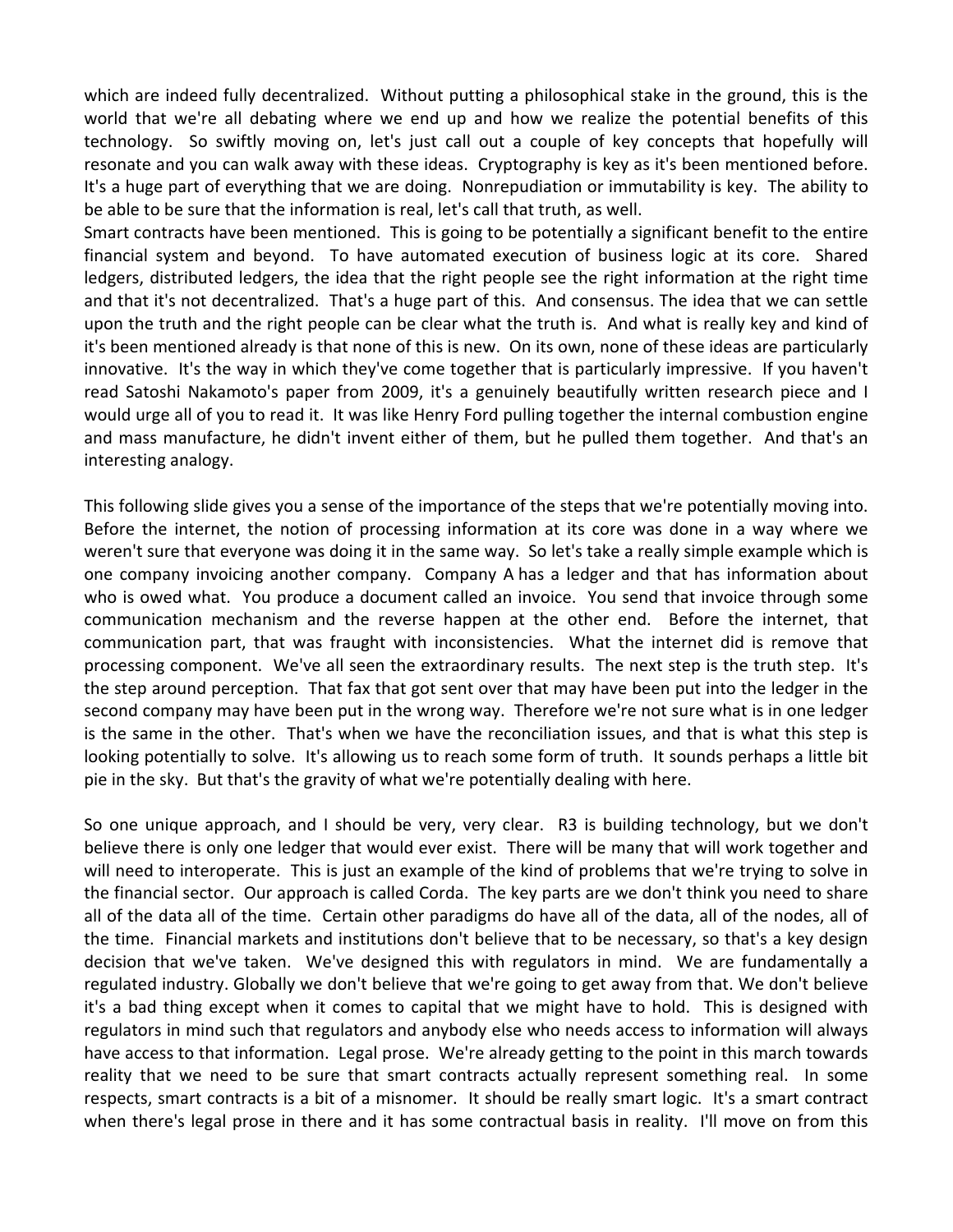which are indeed fully decentralized. Without putting a philosophical stake in the ground, this is the world that we're all debating where we end up and how we realize the potential benefits of this technology. So swiftly moving on, let's just call out a couple of key concepts that hopefully will resonate and you can walk away with these ideas. Cryptography is key as it's been mentioned before. It's a huge part of everything that we are doing. Nonrepudiation or immutability is key. The ability to be able to be sure that the information is real, let's call that truth, as well.
Smart contracts have been mentioned. This is going to be potentially a significant benefit to the entire financial system and beyond. To have automated execution of business logic at its core. Shared ledgers, distributed ledgers, the idea that the right people see the right information at the right time and that it's not decentralized. That's a huge part of this. And consensus. The idea that we can settle upon the truth and the right people can be clear what the truth is. And what is really key and kind of it's been mentioned already is that none of this is new. On its own, none of these ideas are particularly innovative. It's the way in which they've come together that is particularly impressive. If you haven't read Satoshi Nakamoto's paper from 2009, it's a genuinely beautifully written research piece and I would urge all of you to read it. It was like Henry Ford pulling together the internal combustion engine and mass manufacture, he didn't invent either of them, but he pulled them together. And that's an interesting analogy.

This following slide gives you a sense of the importance of the steps that we're potentially moving into. Before the internet, the notion of processing information at its core was done in a way where we weren't sure that everyone was doing it in the same way. So let's take a really simple example which is one company invoicing another company. Company A has a ledger and that has information about who is owed what. You produce a document called an invoice. You send that invoice through some communication mechanism and the reverse happen at the other end. Before the internet, that communication part, that was fraught with inconsistencies. What the internet did is remove that processing component. We've all seen the extraordinary results. The next step is the truth step. It's the step around perception. That fax that got sent over that may have been put into the ledger in the second company may have been put in the wrong way. Therefore we're not sure what is in one ledger is the same in the other. That's when we have the reconciliation issues, and that is what this step is looking potentially to solve. It's allowing us to reach some form of truth. It sounds perhaps a little bit pie in the sky. But that's the gravity of what we're potentially dealing with here.

So one unique approach, and I should be very, very clear. R3 is building technology, but we don't believe there is only one ledger that would ever exist. There will be many that will work together and will need to interoperate. This is just an example of the kind of problems that we're trying to solve in the financial sector. Our approach is called Corda. The key parts are we don't think you need to share all of the data all of the time. Certain other paradigms do have all of the data, all of the nodes, all of the time. Financial markets and institutions don't believe that to be necessary, so that's a key design decision that we've taken. We've designed this with regulators in mind. We are fundamentally a regulated industry. Globally we don't believe that we're going to get away from that. We don't believe it's a bad thing except when it comes to capital that we might have to hold. This is designed with regulators in mind such that regulators and anybody else who needs access to information will always have access to that information. Legal prose. We're already getting to the point in this march towards reality that we need to be sure that smart contracts actually represent something real. In some respects, smart contracts is a bit of a misnomer. It should be really smart logic. It's a smart contract when there's legal prose in there and it has some contractual basis in reality. I'll move on from this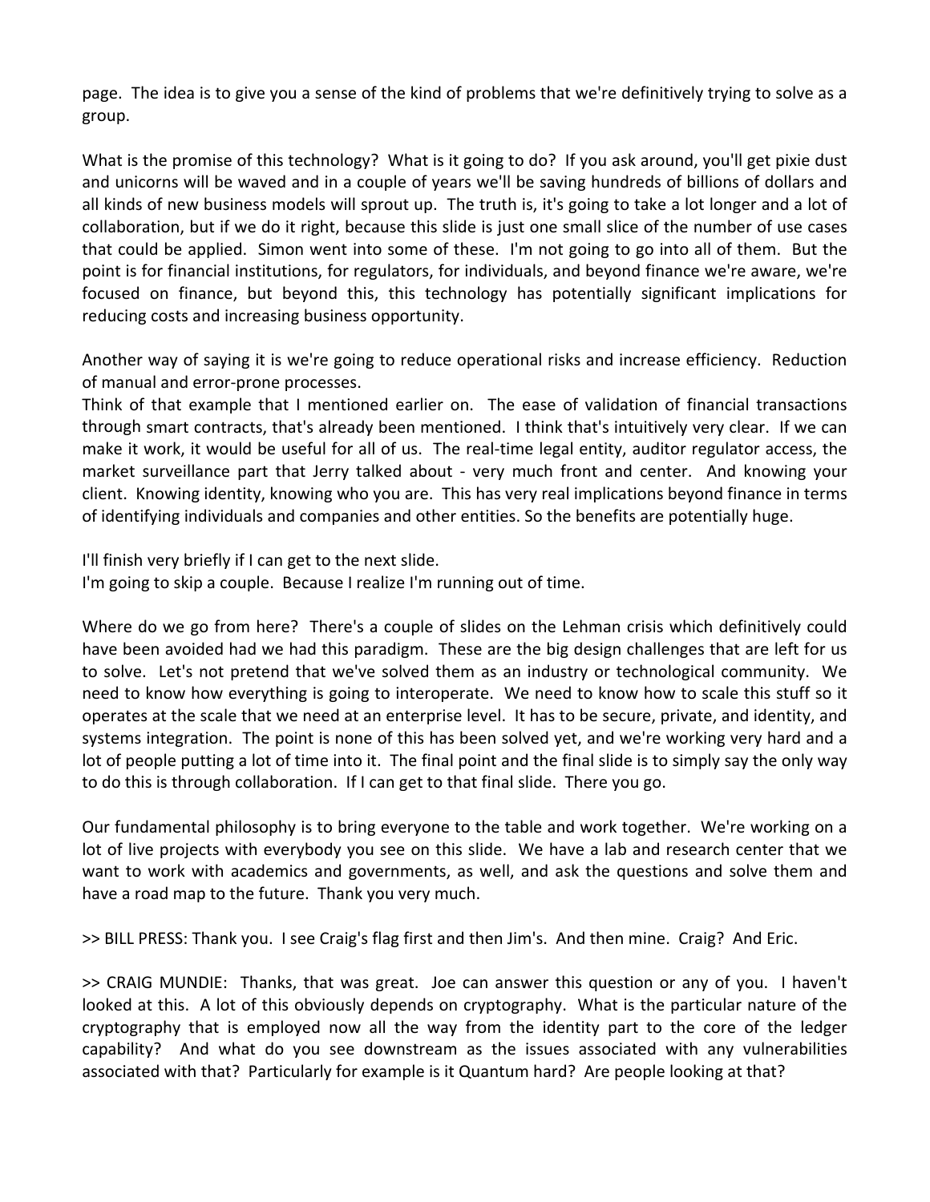page. The idea is to give you a sense of the kind of problems that we're definitively trying to solve as a group.

What is the promise of this technology? What is it going to do? If you ask around, you'll get pixie dust and unicorns will be waved and in a couple of years we'll be saving hundreds of billions of dollars and all kinds of new business models will sprout up. The truth is, it's going to take a lot longer and a lot of collaboration, but if we do it right, because this slide is just one small slice of the number of use cases that could be applied. Simon went into some of these. I'm not going to go into all of them. But the point is for financial institutions, for regulators, for individuals, and beyond finance we're aware, we're focused on finance, but beyond this, this technology has potentially significant implications for reducing costs and increasing business opportunity.

Another way of saying it is we're going to reduce operational risks and increase efficiency. Reduction of manual and error-prone processes.
Think of that example that I mentioned earlier on. The ease of validation of financial transactions through smart contracts, that's already been mentioned. I think that's intuitively very clear. If we can make it work, it would be useful for all of us. The real-time legal entity, auditor regulator access, the market surveillance part that Jerry talked about - very much front and center. And knowing your client. Knowing identity, knowing who you are. This has very real implications beyond finance in terms of identifying individuals and companies and other entities. So the benefits are potentially huge.

I'll finish very briefly if I can get to the next slide.
I'm going to skip a couple. Because I realize I'm running out of time.

Where do we go from here? There's a couple of slides on the Lehman crisis which definitively could have been avoided had we had this paradigm. These are the big design challenges that are left for us to solve. Let's not pretend that we've solved them as an industry or technological community. We need to know how everything is going to interoperate. We need to know how to scale this stuff so it operates at the scale that we need at an enterprise level. It has to be secure, private, and identity, and systems integration. The point is none of this has been solved yet, and we're working very hard and a lot of people putting a lot of time into it. The final point and the final slide is to simply say the only way to do this is through collaboration. If I can get to that final slide. There you go.

Our fundamental philosophy is to bring everyone to the table and work together. We're working on a lot of live projects with everybody you see on this slide. We have a lab and research center that we want to work with academics and governments, as well, and ask the questions and solve them and have a road map to the future. Thank you very much.

>> BILL PRESS: Thank you. I see Craig's flag first and then Jim's. And then mine. Craig? And Eric.

>> CRAIG MUNDIE: Thanks, that was great. Joe can answer this question or any of you. I haven't looked at this. A lot of this obviously depends on cryptography. What is the particular nature of the cryptography that is employed now all the way from the identity part to the core of the ledger capability? And what do you see downstream as the issues associated with any vulnerabilities associated with that? Particularly for example is it Quantum hard? Are people looking at that?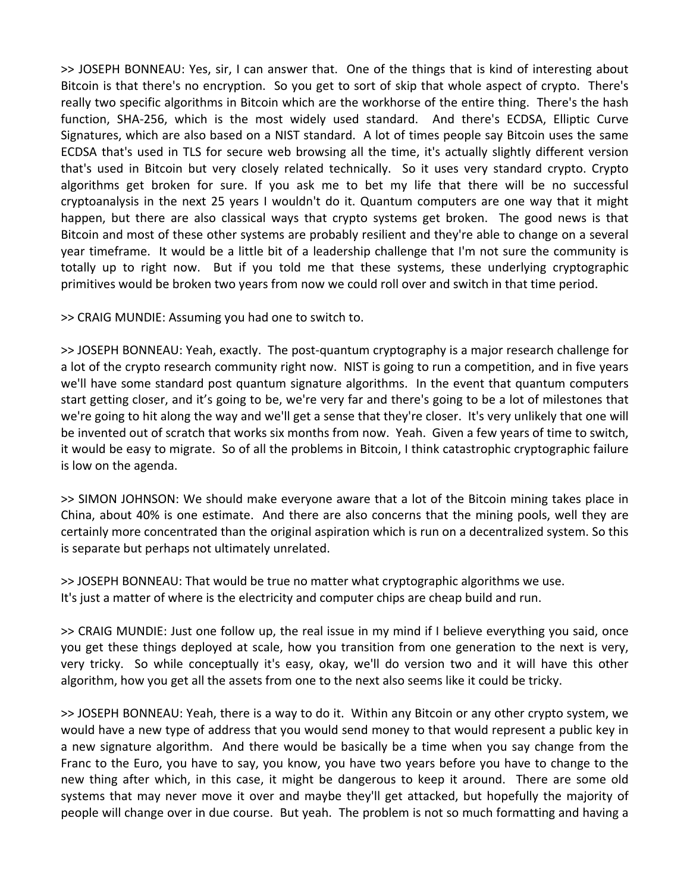>> JOSEPH BONNEAU: Yes, sir, I can answer that. One of the things that is kind of interesting about Bitcoin is that there's no encryption. So you get to sort of skip that whole aspect of crypto. There's really two specific algorithms in Bitcoin which are the workhorse of the entire thing. There's the hash function, SHA-256, which is the most widely used standard. And there's ECDSA, Elliptic Curve Signatures, which are also based on a NIST standard. A lot of times people say Bitcoin uses the same ECDSA that's used in TLS for secure web browsing all the time, it's actually slightly different version that's used in Bitcoin but very closely related technically. So it uses very standard crypto. Crypto algorithms get broken for sure. If you ask me to bet my life that there will be no successful cryptoanalysis in the next 25 years I wouldn't do it. Quantum computers are one way that it might happen, but there are also classical ways that crypto systems get broken. The good news is that Bitcoin and most of these other systems are probably resilient and they're able to change on a several year timeframe. It would be a little bit of a leadership challenge that I'm not sure the community is totally up to right now. But if you told me that these systems, these underlying cryptographic primitives would be broken two years from now we could roll over and switch in that time period.

>> CRAIG MUNDIE: Assuming you had one to switch to.

>> JOSEPH BONNEAU: Yeah, exactly. The post-quantum cryptography is a major research challenge for a lot of the crypto research community right now. NIST is going to run a competition, and in five years we'll have some standard post quantum signature algorithms. In the event that quantum computers start getting closer, and it's going to be, we're very far and there's going to be a lot of milestones that we're going to hit along the way and we'll get a sense that they're closer. It's very unlikely that one will be invented out of scratch that works six months from now. Yeah. Given a few years of time to switch, it would be easy to migrate. So of all the problems in Bitcoin, I think catastrophic cryptographic failure is low on the agenda.

>> SIMON JOHNSON: We should make everyone aware that a lot of the Bitcoin mining takes place in China, about 40% is one estimate. And there are also concerns that the mining pools, well they are certainly more concentrated than the original aspiration which is run on a decentralized system. So this is separate but perhaps not ultimately unrelated.

>> JOSEPH BONNEAU: That would be true no matter what cryptographic algorithms we use. It's just a matter of where is the electricity and computer chips are cheap build and run.

>> CRAIG MUNDIE: Just one follow up, the real issue in my mind if I believe everything you said, once you get these things deployed at scale, how you transition from one generation to the next is very, very tricky. So while conceptually it's easy, okay, we'll do version two and it will have this other algorithm, how you get all the assets from one to the next also seems like it could be tricky.

>> JOSEPH BONNEAU: Yeah, there is a way to do it. Within any Bitcoin or any other crypto system, we would have a new type of address that you would send money to that would represent a public key in a new signature algorithm. And there would be basically be a time when you say change from the Franc to the Euro, you have to say, you know, you have two years before you have to change to the new thing after which, in this case, it might be dangerous to keep it around. There are some old systems that may never move it over and maybe they'll get attacked, but hopefully the majority of people will change over in due course. But yeah. The problem is not so much formatting and having a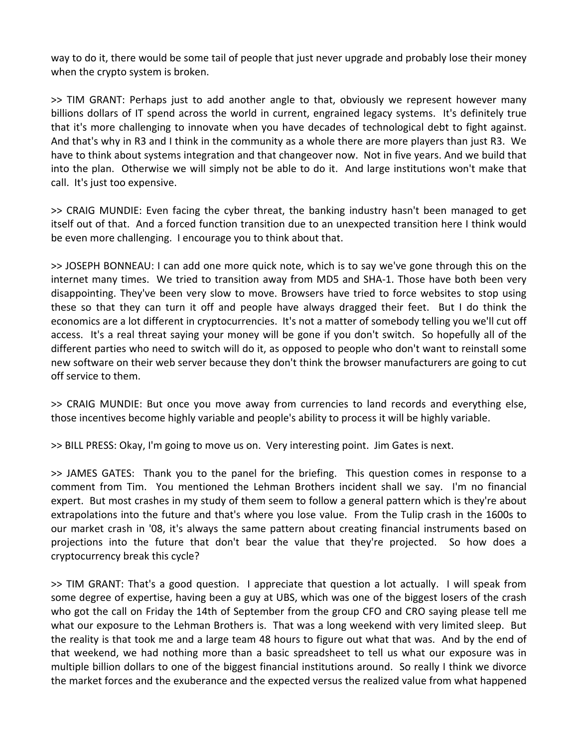way to do it, there would be some tail of people that just never upgrade and probably lose their money when the crypto system is broken.

>> TIM GRANT: Perhaps just to add another angle to that, obviously we represent however many billions dollars of IT spend across the world in current, engrained legacy systems. It's definitely true that it's more challenging to innovate when you have decades of technological debt to fight against. And that's why in R3 and I think in the community as a whole there are more players than just R3. We have to think about systems integration and that changeover now. Not in five years. And we build that into the plan. Otherwise we will simply not be able to do it. And large institutions won't make that call. It's just too expensive.

>> CRAIG MUNDIE: Even facing the cyber threat, the banking industry hasn't been managed to get itself out of that. And a forced function transition due to an unexpected transition here I think would be even more challenging. I encourage you to think about that.

>> JOSEPH BONNEAU: I can add one more quick note, which is to say we've gone through this on the internet many times. We tried to transition away from MD5 and SHA-1. Those have both been very disappointing. They've been very slow to move. Browsers have tried to force websites to stop using these so that they can turn it off and people have always dragged their feet. But I do think the economics are a lot different in cryptocurrencies. It's not a matter of somebody telling you we'll cut off access. It's a real threat saying your money will be gone if you don't switch. So hopefully all of the different parties who need to switch will do it, as opposed to people who don't want to reinstall some new software on their web server because they don't think the browser manufacturers are going to cut off service to them.

>> CRAIG MUNDIE: But once you move away from currencies to land records and everything else, those incentives become highly variable and people's ability to process it will be highly variable.

>> BILL PRESS: Okay, I'm going to move us on. Very interesting point. Jim Gates is next.

>> JAMES GATES: Thank you to the panel for the briefing. This question comes in response to a comment from Tim. You mentioned the Lehman Brothers incident shall we say. I'm no financial expert. But most crashes in my study of them seem to follow a general pattern which is they're about extrapolations into the future and that's where you lose value. From the Tulip crash in the 1600s to our market crash in '08, it's always the same pattern about creating financial instruments based on projections into the future that don't bear the value that they're projected. So how does a cryptocurrency break this cycle?

>> TIM GRANT: That's a good question. I appreciate that question a lot actually. I will speak from some degree of expertise, having been a guy at UBS, which was one of the biggest losers of the crash who got the call on Friday the 14th of September from the group CFO and CRO saying please tell me what our exposure to the Lehman Brothers is. That was a long weekend with very limited sleep. But the reality is that took me and a large team 48 hours to figure out what that was. And by the end of that weekend, we had nothing more than a basic spreadsheet to tell us what our exposure was in multiple billion dollars to one of the biggest financial institutions around. So really I think we divorce the market forces and the exuberance and the expected versus the realized value from what happened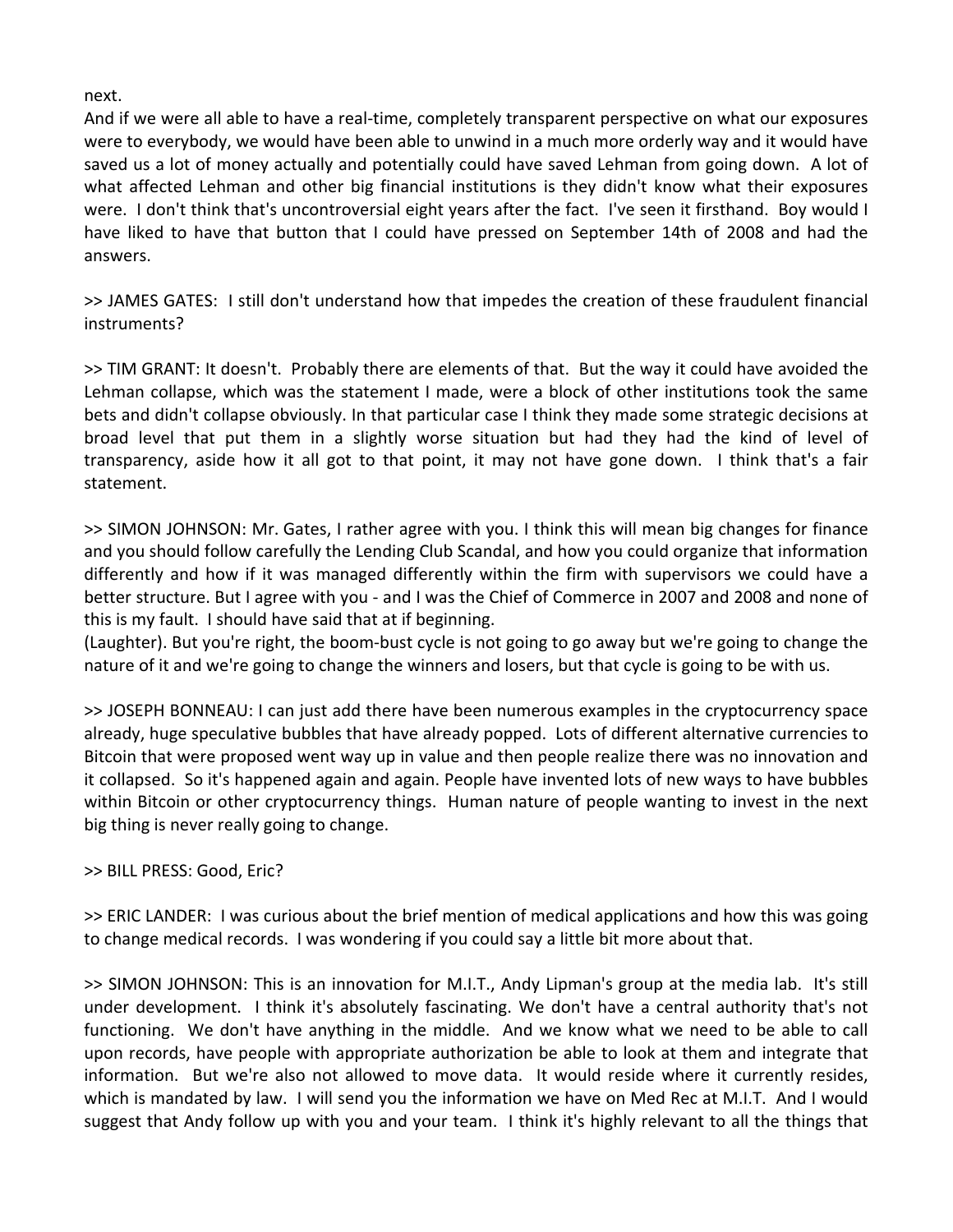next.

And if we were all able to have a real-time, completely transparent perspective on what our exposures were to everybody, we would have been able to unwind in a much more orderly way and it would have saved us a lot of money actually and potentially could have saved Lehman from going down. A lot of what affected Lehman and other big financial institutions is they didn't know what their exposures were. I don't think that's uncontroversial eight years after the fact. I've seen it firsthand. Boy would I have liked to have that button that I could have pressed on September 14th of 2008 and had the answers.

>> JAMES GATES: I still don't understand how that impedes the creation of these fraudulent financial instruments?

>> TIM GRANT: It doesn't. Probably there are elements of that. But the way it could have avoided the Lehman collapse, which was the statement I made, were a block of other institutions took the same bets and didn't collapse obviously. In that particular case I think they made some strategic decisions at broad level that put them in a slightly worse situation but had they had the kind of level of transparency, aside how it all got to that point, it may not have gone down. I think that's a fair statement.

>> SIMON JOHNSON: Mr. Gates, I rather agree with you. I think this will mean big changes for finance and you should follow carefully the Lending Club Scandal, and how you could organize that information differently and how if it was managed differently within the firm with supervisors we could have a better structure. But I agree with you - and I was the Chief of Commerce in 2007 and 2008 and none of this is my fault. I should have said that at if beginning.

(Laughter). But you're right, the boom-bust cycle is not going to go away but we're going to change the nature of it and we're going to change the winners and losers, but that cycle is going to be with us.

>> JOSEPH BONNEAU: I can just add there have been numerous examples in the cryptocurrency space already, huge speculative bubbles that have already popped. Lots of different alternative currencies to Bitcoin that were proposed went way up in value and then people realize there was no innovation and it collapsed. So it's happened again and again. People have invented lots of new ways to have bubbles within Bitcoin or other cryptocurrency things. Human nature of people wanting to invest in the next big thing is never really going to change.

>> BILL PRESS: Good, Eric?

>> ERIC LANDER: I was curious about the brief mention of medical applications and how this was going to change medical records. I was wondering if you could say a little bit more about that.

>> SIMON JOHNSON: This is an innovation for M.I.T., Andy Lipman's group at the media lab. It's still under development. I think it's absolutely fascinating. We don't have a central authority that's not functioning. We don't have anything in the middle. And we know what we need to be able to call upon records, have people with appropriate authorization be able to look at them and integrate that information. But we're also not allowed to move data. It would reside where it currently resides, which is mandated by law. I will send you the information we have on Med Rec at M.I.T. And I would suggest that Andy follow up with you and your team. I think it's highly relevant to all the things that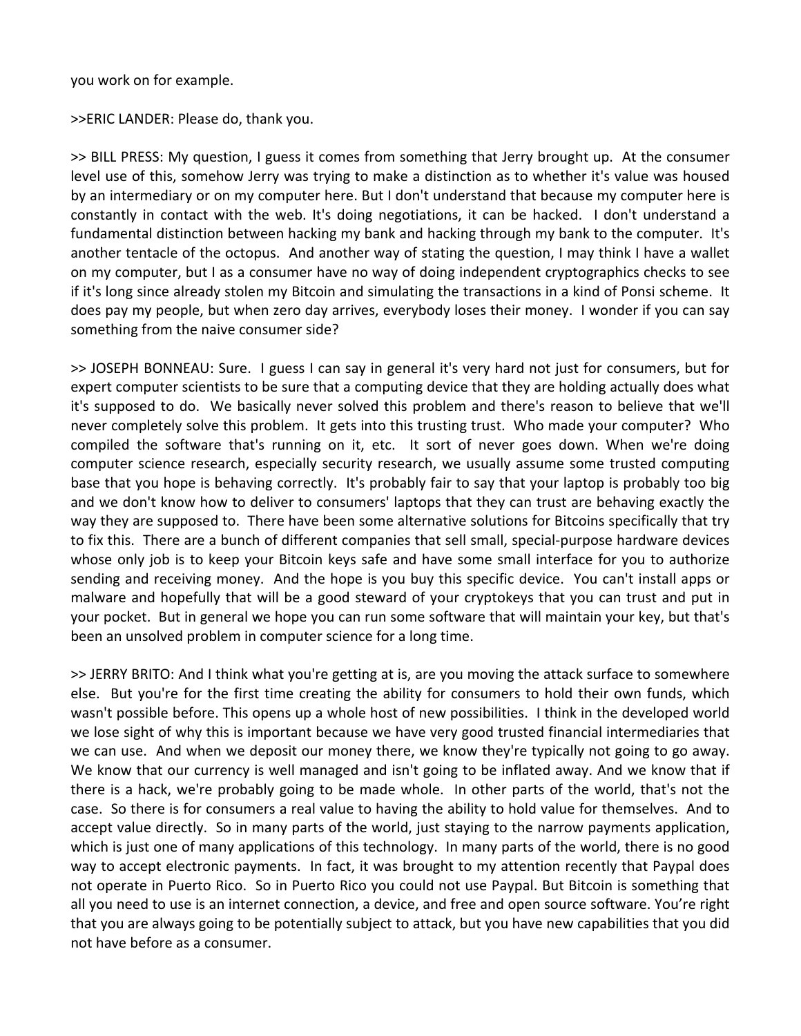you work on for example.

>>ERIC LANDER: Please do, thank you.

>> BILL PRESS: My question, I guess it comes from something that Jerry brought up. At the consumer level use of this, somehow Jerry was trying to make a distinction as to whether it's value was housed by an intermediary or on my computer here. But I don't understand that because my computer here is constantly in contact with the web. It's doing negotiations, it can be hacked. I don't understand a fundamental distinction between hacking my bank and hacking through my bank to the computer. It's another tentacle of the octopus. And another way of stating the question, I may think I have a wallet on my computer, but I as a consumer have no way of doing independent cryptographics checks to see if it's long since already stolen my Bitcoin and simulating the transactions in a kind of Ponsi scheme. It does pay my people, but when zero day arrives, everybody loses their money. I wonder if you can say something from the naive consumer side?

>> JOSEPH BONNEAU: Sure. I guess I can say in general it's very hard not just for consumers, but for expert computer scientists to be sure that a computing device that they are holding actually does what it's supposed to do. We basically never solved this problem and there's reason to believe that we'll never completely solve this problem. It gets into this trusting trust. Who made your computer? Who compiled the software that's running on it, etc. It sort of never goes down. When we're doing computer science research, especially security research, we usually assume some trusted computing base that you hope is behaving correctly. It's probably fair to say that your laptop is probably too big and we don't know how to deliver to consumers' laptops that they can trust are behaving exactly the way they are supposed to. There have been some alternative solutions for Bitcoins specifically that try to fix this. There are a bunch of different companies that sell small, special-purpose hardware devices whose only job is to keep your Bitcoin keys safe and have some small interface for you to authorize sending and receiving money. And the hope is you buy this specific device. You can't install apps or malware and hopefully that will be a good steward of your cryptokeys that you can trust and put in your pocket. But in general we hope you can run some software that will maintain your key, but that's been an unsolved problem in computer science for a long time.

>> JERRY BRITO: And I think what you're getting at is, are you moving the attack surface to somewhere else. But you're for the first time creating the ability for consumers to hold their own funds, which wasn't possible before. This opens up a whole host of new possibilities. I think in the developed world we lose sight of why this is important because we have very good trusted financial intermediaries that we can use. And when we deposit our money there, we know they're typically not going to go away. We know that our currency is well managed and isn't going to be inflated away. And we know that if there is a hack, we're probably going to be made whole. In other parts of the world, that's not the case. So there is for consumers a real value to having the ability to hold value for themselves. And to accept value directly. So in many parts of the world, just staying to the narrow payments application, which is just one of many applications of this technology. In many parts of the world, there is no good way to accept electronic payments. In fact, it was brought to my attention recently that Paypal does not operate in Puerto Rico. So in Puerto Rico you could not use Paypal. But Bitcoin is something that all you need to use is an internet connection, a device, and free and open source software. You're right that you are always going to be potentially subject to attack, but you have new capabilities that you did not have before as a consumer.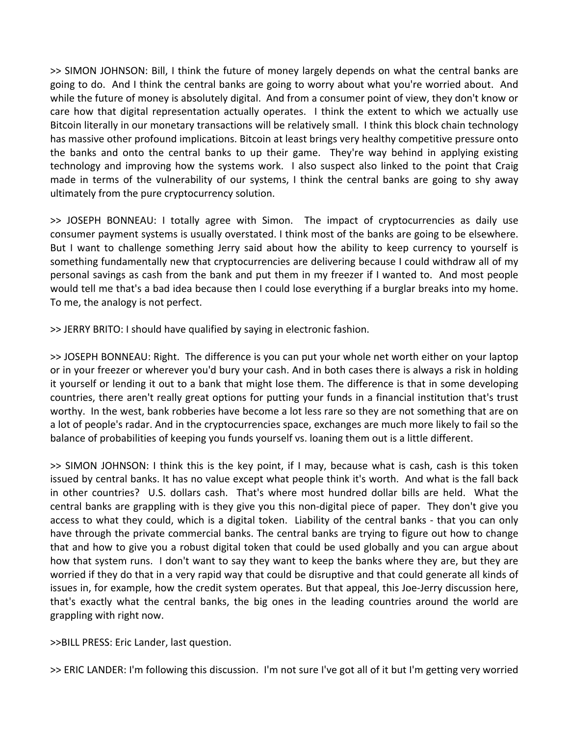>> SIMON JOHNSON: Bill, I think the future of money largely depends on what the central banks are going to do. And I think the central banks are going to worry about what you're worried about. And while the future of money is absolutely digital. And from a consumer point of view, they don't know or care how that digital representation actually operates. I think the extent to which we actually use Bitcoin literally in our monetary transactions will be relatively small. I think this block chain technology has massive other profound implications. Bitcoin at least brings very healthy competitive pressure onto the banks and onto the central banks to up their game. They're way behind in applying existing technology and improving how the systems work. I also suspect also linked to the point that Craig made in terms of the vulnerability of our systems, I think the central banks are going to shy away ultimately from the pure cryptocurrency solution.

>> JOSEPH BONNEAU: I totally agree with Simon. The impact of cryptocurrencies as daily use consumer payment systems is usually overstated. I think most of the banks are going to be elsewhere. But I want to challenge something Jerry said about how the ability to keep currency to yourself is something fundamentally new that cryptocurrencies are delivering because I could withdraw all of my personal savings as cash from the bank and put them in my freezer if I wanted to. And most people would tell me that's a bad idea because then I could lose everything if a burglar breaks into my home. To me, the analogy is not perfect.

>> JERRY BRITO: I should have qualified by saying in electronic fashion.

>> JOSEPH BONNEAU: Right. The difference is you can put your whole net worth either on your laptop or in your freezer or wherever you'd bury your cash. And in both cases there is always a risk in holding it yourself or lending it out to a bank that might lose them. The difference is that in some developing countries, there aren't really great options for putting your funds in a financial institution that's trust worthy. In the west, bank robberies have become a lot less rare so they are not something that are on a lot of people's radar. And in the cryptocurrencies space, exchanges are much more likely to fail so the balance of probabilities of keeping you funds yourself vs. loaning them out is a little different.

>> SIMON JOHNSON: I think this is the key point, if I may, because what is cash, cash is this token issued by central banks. It has no value except what people think it's worth. And what is the fall back in other countries? U.S. dollars cash. That's where most hundred dollar bills are held. What the central banks are grappling with is they give you this non-digital piece of paper. They don't give you access to what they could, which is a digital token. Liability of the central banks - that you can only have through the private commercial banks. The central banks are trying to figure out how to change that and how to give you a robust digital token that could be used globally and you can argue about how that system runs. I don't want to say they want to keep the banks where they are, but they are worried if they do that in a very rapid way that could be disruptive and that could generate all kinds of issues in, for example, how the credit system operates. But that appeal, this Joe-Jerry discussion here, that's exactly what the central banks, the big ones in the leading countries around the world are grappling with right now.

>>BILL PRESS: Eric Lander, last question.

>> ERIC LANDER: I'm following this discussion. I'm not sure I've got all of it but I'm getting very worried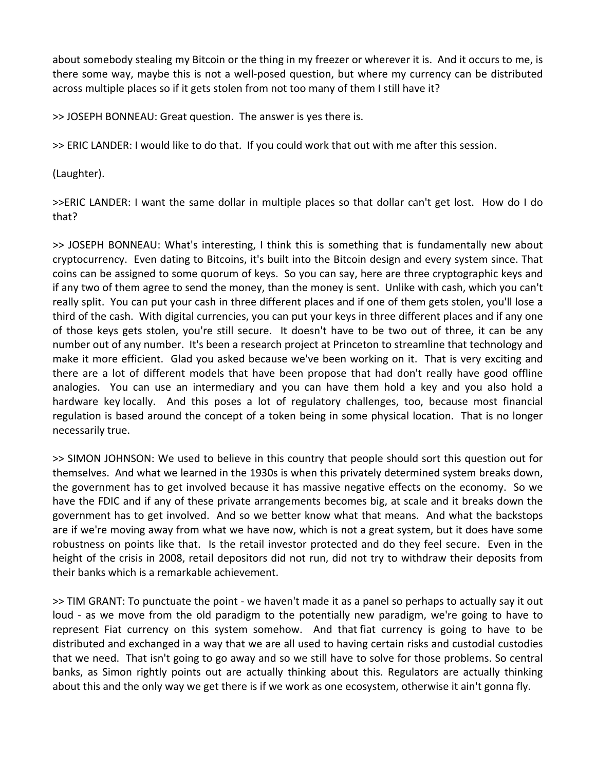about somebody stealing my Bitcoin or the thing in my freezer or wherever it is. And it occurs to me, is there some way, maybe this is not a well-posed question, but where my currency can be distributed across multiple places so if it gets stolen from not too many of them I still have it?

>> JOSEPH BONNEAU: Great question. The answer is yes there is.

>> ERIC LANDER: I would like to do that. If you could work that out with me after this session.

(Laughter).

>>ERIC LANDER: I want the same dollar in multiple places so that dollar can't get lost. How do I do that?

>> JOSEPH BONNEAU: What's interesting, I think this is something that is fundamentally new about cryptocurrency. Even dating to Bitcoins, it's built into the Bitcoin design and every system since. That coins can be assigned to some quorum of keys. So you can say, here are three cryptographic keys and if any two of them agree to send the money, than the money is sent. Unlike with cash, which you can't really split. You can put your cash in three different places and if one of them gets stolen, you'll lose a third of the cash. With digital currencies, you can put your keys in three different places and if any one of those keys gets stolen, you're still secure. It doesn't have to be two out of three, it can be any number out of any number. It's been a research project at Princeton to streamline that technology and make it more efficient. Glad you asked because we've been working on it. That is very exciting and there are a lot of different models that have been propose that had don't really have good offline analogies. You can use an intermediary and you can have them hold a key and you also hold a hardware key locally. And this poses a lot of regulatory challenges, too, because most financial regulation is based around the concept of a token being in some physical location. That is no longer necessarily true.

>> SIMON JOHNSON: We used to believe in this country that people should sort this question out for themselves. And what we learned in the 1930s is when this privately determined system breaks down, the government has to get involved because it has massive negative effects on the economy. So we have the FDIC and if any of these private arrangements becomes big, at scale and it breaks down the government has to get involved. And so we better know what that means. And what the backstops are if we're moving away from what we have now, which is not a great system, but it does have some robustness on points like that. Is the retail investor protected and do they feel secure. Even in the height of the crisis in 2008, retail depositors did not run, did not try to withdraw their deposits from their banks which is a remarkable achievement.

>> TIM GRANT: To punctuate the point - we haven't made it as a panel so perhaps to actually say it out loud - as we move from the old paradigm to the potentially new paradigm, we're going to have to represent Fiat currency on this system somehow. And that fiat currency is going to have to be distributed and exchanged in a way that we are all used to having certain risks and custodial custodies that we need. That isn't going to go away and so we still have to solve for those problems. So central banks, as Simon rightly points out are actually thinking about this. Regulators are actually thinking about this and the only way we get there is if we work as one ecosystem, otherwise it ain't gonna fly.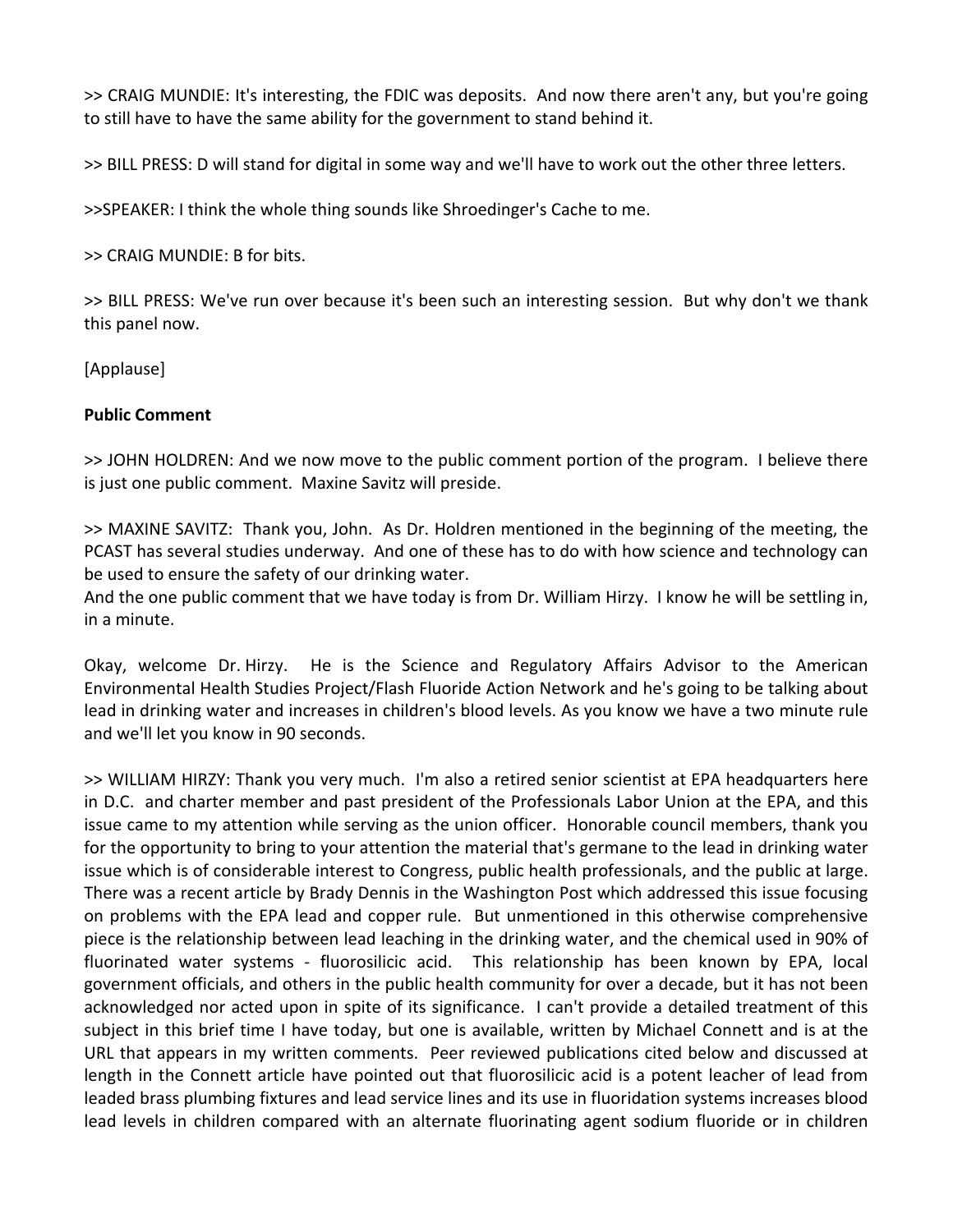>> CRAIG MUNDIE: It's interesting, the FDIC was deposits. And now there aren't any, but you're going to still have to have the same ability for the government to stand behind it.

>> BILL PRESS: D will stand for digital in some way and we'll have to work out the other three letters.

>>SPEAKER: I think the whole thing sounds like Shroedinger's Cache to me.

>> CRAIG MUNDIE: B for bits.

>> BILL PRESS: We've run over because it's been such an interesting session. But why don't we thank this panel now.

[Applause]

**Public Comment**

>> JOHN HOLDREN: And we now move to the public comment portion of the program. I believe there is just one public comment. Maxine Savitz will preside.

>> MAXINE SAVITZ: Thank you, John. As Dr. Holdren mentioned in the beginning of the meeting, the PCAST has several studies underway. And one of these has to do with how science and technology can be used to ensure the safety of our drinking water.
And the one public comment that we have today is from Dr. William Hirzy. I know he will be settling in, in a minute.

Okay, welcome Dr. Hirzy. He is the Science and Regulatory Affairs Advisor to the American Environmental Health Studies Project/Flash Fluoride Action Network and he's going to be talking about lead in drinking water and increases in children's blood levels. As you know we have a two minute rule and we'll let you know in 90 seconds.

>> WILLIAM HIRZY: Thank you very much. I'm also a retired senior scientist at EPA headquarters here in D.C. and charter member and past president of the Professionals Labor Union at the EPA, and this issue came to my attention while serving as the union officer. Honorable council members, thank you for the opportunity to bring to your attention the material that's germane to the lead in drinking water issue which is of considerable interest to Congress, public health professionals, and the public at large. There was a recent article by Brady Dennis in the Washington Post which addressed this issue focusing on problems with the EPA lead and copper rule. But unmentioned in this otherwise comprehensive piece is the relationship between lead leaching in the drinking water, and the chemical used in 90% of fluorinated water systems - fluorosilicic acid. This relationship has been known by EPA, local government officials, and others in the public health community for over a decade, but it has not been acknowledged nor acted upon in spite of its significance. I can't provide a detailed treatment of this subject in this brief time I have today, but one is available, written by Michael Connett and is at the URL that appears in my written comments. Peer reviewed publications cited below and discussed at length in the Connett article have pointed out that fluorosilicic acid is a potent leacher of lead from leaded brass plumbing fixtures and lead service lines and its use in fluoridation systems increases blood lead levels in children compared with an alternate fluorinating agent sodium fluoride or in children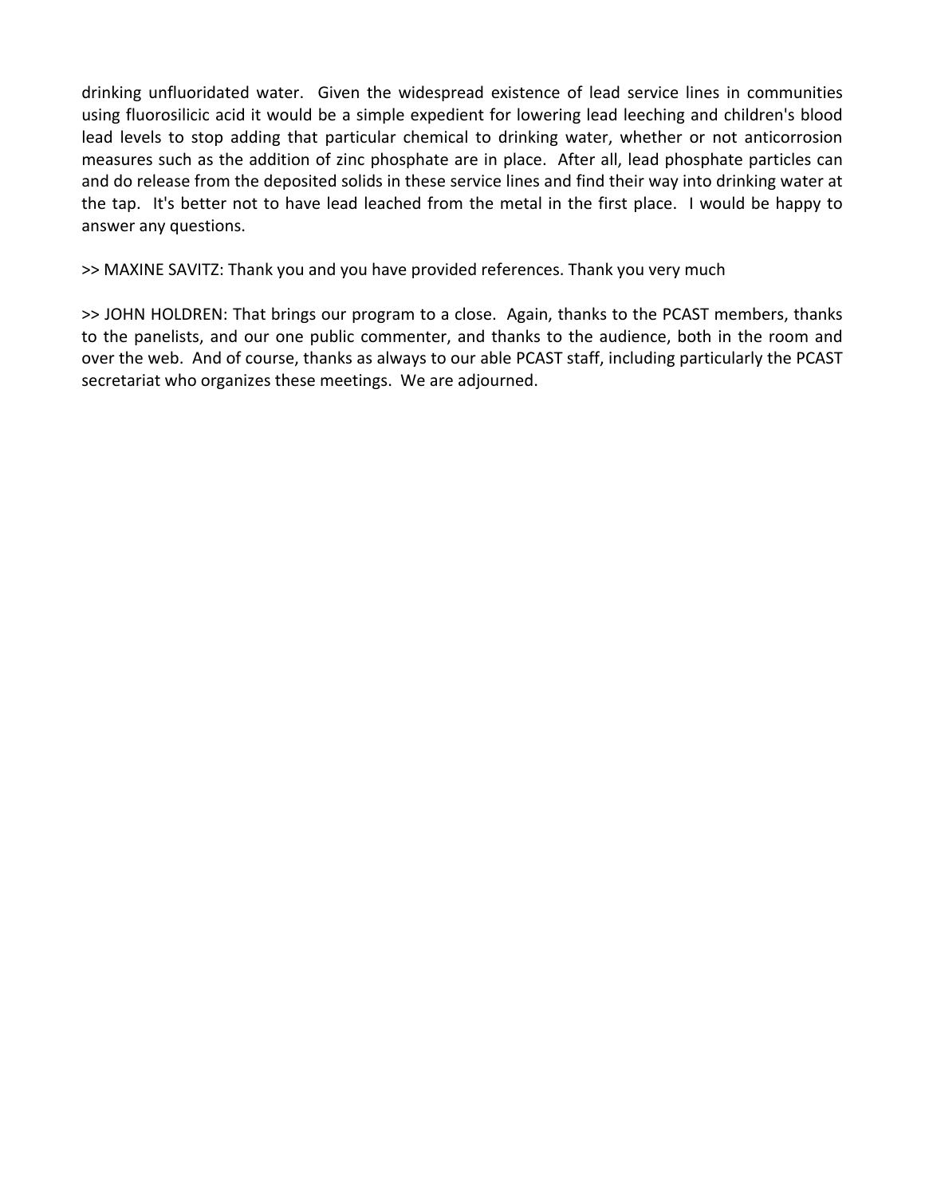drinking unfluoridated water. Given the widespread existence of lead service lines in communities using fluorosilicic acid it would be a simple expedient for lowering lead leeching and children's blood lead levels to stop adding that particular chemical to drinking water, whether or not anticorrosion measures such as the addition of zinc phosphate are in place. After all, lead phosphate particles can and do release from the deposited solids in these service lines and find their way into drinking water at the tap. It's better not to have lead leached from the metal in the first place. I would be happy to answer any questions.

>> MAXINE SAVITZ: Thank you and you have provided references. Thank you very much

>> JOHN HOLDREN: That brings our program to a close. Again, thanks to the PCAST members, thanks to the panelists, and our one public commenter, and thanks to the audience, both in the room and over the web. And of course, thanks as always to our able PCAST staff, including particularly the PCAST secretariat who organizes these meetings. We are adjourned.